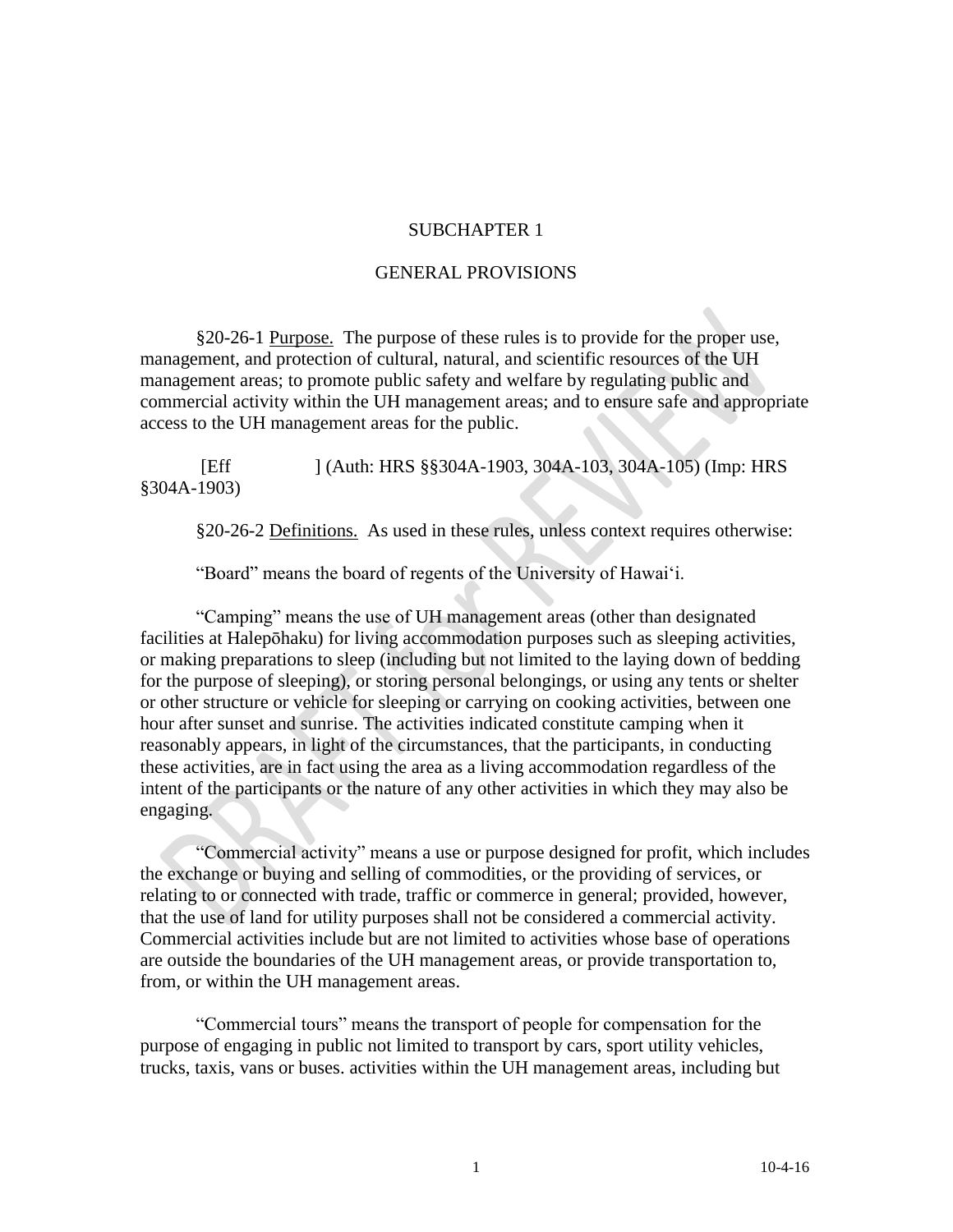## SUBCHAPTER 1

## GENERAL PROVISIONS

§20-26-1 Purpose. The purpose of these rules is to provide for the proper use, management, and protection of cultural, natural, and scientific resources of the UH management areas; to promote public safety and welfare by regulating public and commercial activity within the UH management areas; and to ensure safe and appropriate access to the UH management areas for the public.

[Eff ] (Auth: HRS §§304A-1903, 304A-103, 304A-105) (Imp: HRS §304A-1903)

§20-26-2 Definitions. As used in these rules, unless context requires otherwise:

"Board" means the board of regents of the University of Hawaiʻi.

"Camping" means the use of UH management areas (other than designated facilities at Halepōhaku) for living accommodation purposes such as sleeping activities, or making preparations to sleep (including but not limited to the laying down of bedding for the purpose of sleeping), or storing personal belongings, or using any tents or shelter or other structure or vehicle for sleeping or carrying on cooking activities, between one hour after sunset and sunrise. The activities indicated constitute camping when it reasonably appears, in light of the circumstances, that the participants, in conducting these activities, are in fact using the area as a living accommodation regardless of the intent of the participants or the nature of any other activities in which they may also be engaging.

"Commercial activity" means a use or purpose designed for profit, which includes the exchange or buying and selling of commodities, or the providing of services, or relating to or connected with trade, traffic or commerce in general; provided, however, that the use of land for utility purposes shall not be considered a commercial activity. Commercial activities include but are not limited to activities whose base of operations are outside the boundaries of the UH management areas, or provide transportation to, from, or within the UH management areas.

"Commercial tours" means the transport of people for compensation for the purpose of engaging in public not limited to transport by cars, sport utility vehicles, trucks, taxis, vans or buses. activities within the UH management areas, including but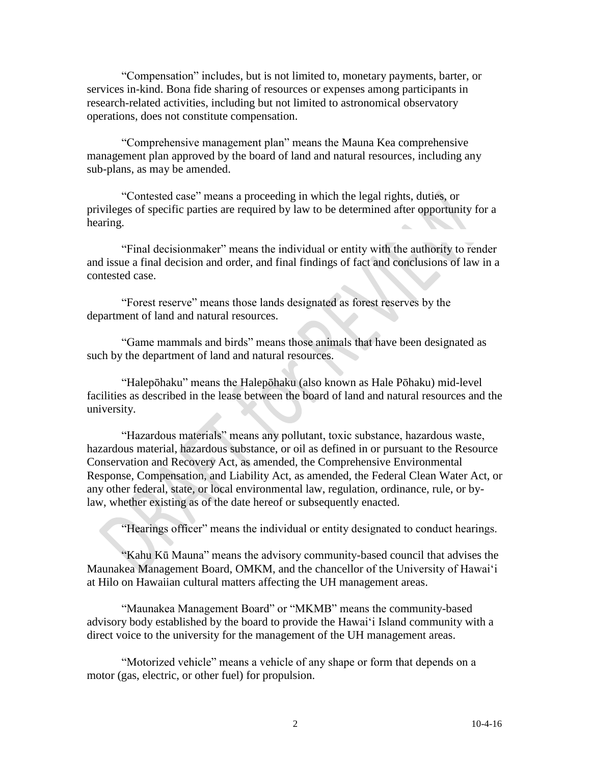"Compensation" includes, but is not limited to, monetary payments, barter, or services in-kind. Bona fide sharing of resources or expenses among participants in research-related activities, including but not limited to astronomical observatory operations, does not constitute compensation.

"Comprehensive management plan" means the Mauna Kea comprehensive management plan approved by the board of land and natural resources, including any sub-plans, as may be amended.

"Contested case" means a proceeding in which the legal rights, duties, or privileges of specific parties are required by law to be determined after opportunity for a hearing.

"Final decisionmaker" means the individual or entity with the authority to render and issue a final decision and order, and final findings of fact and conclusions of law in a contested case.

"Forest reserve" means those lands designated as forest reserves by the department of land and natural resources.

"Game mammals and birds" means those animals that have been designated as such by the department of land and natural resources.

"Halepōhaku" means the Halepōhaku (also known as Hale Pōhaku) mid-level facilities as described in the lease between the board of land and natural resources and the university.

"Hazardous materials" means any pollutant, toxic substance, hazardous waste, hazardous material, hazardous substance, or oil as defined in or pursuant to the Resource Conservation and Recovery Act, as amended, the Comprehensive Environmental Response, Compensation, and Liability Act, as amended, the Federal Clean Water Act, or any other federal, state, or local environmental law, regulation, ordinance, rule, or by-law, whether existing as of the date hereof or subsequently enacted.

"Hearings officer" means the individual or entity designated to conduct hearings.

"Kahu Kū Mauna" means the advisory community-based council that advises the Maunakea Management Board, OMKM, and the chancellor of the University of Hawaiʻi at Hilo on Hawaiian cultural matters affecting the UH management areas.

"Maunakea Management Board" or "MKMB" means the community-based advisory body established by the board to provide the Hawaiʻi Island community with a direct voice to the university for the management of the UH management areas.

"Motorized vehicle" means a vehicle of any shape or form that depends on a motor (gas, electric, or other fuel) for propulsion.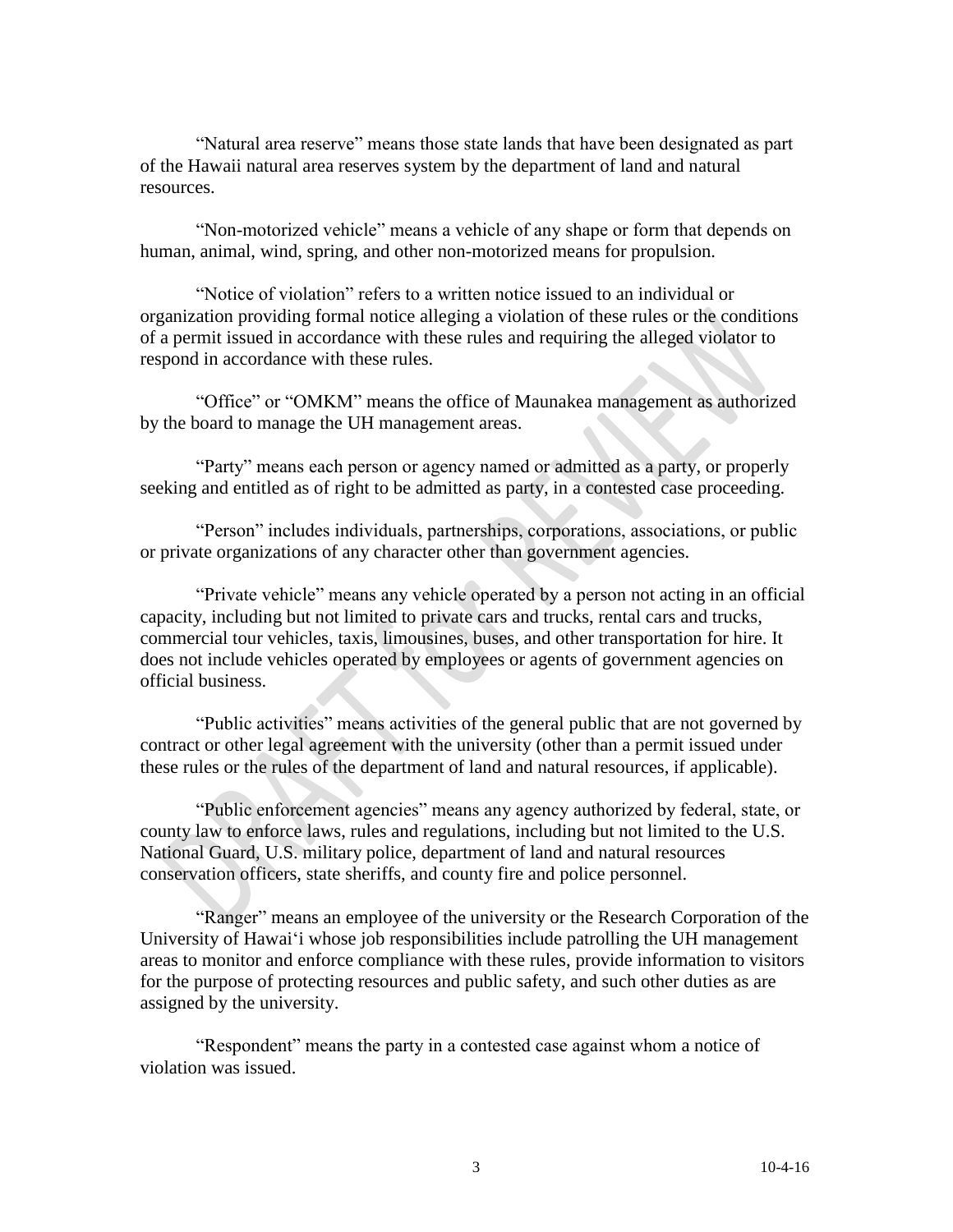"Natural area reserve" means those state lands that have been designated as part of the Hawaii natural area reserves system by the department of land and natural resources.

"Non-motorized vehicle" means a vehicle of any shape or form that depends on human, animal, wind, spring, and other non-motorized means for propulsion.

"Notice of violation" refers to a written notice issued to an individual or organization providing formal notice alleging a violation of these rules or the conditions of a permit issued in accordance with these rules and requiring the alleged violator to respond in accordance with these rules.

"Office" or "OMKM" means the office of Maunakea management as authorized by the board to manage the UH management areas.

"Party" means each person or agency named or admitted as a party, or properly seeking and entitled as of right to be admitted as party, in a contested case proceeding.

"Person" includes individuals, partnerships, corporations, associations, or public or private organizations of any character other than government agencies.

"Private vehicle" means any vehicle operated by a person not acting in an official capacity, including but not limited to private cars and trucks, rental cars and trucks, commercial tour vehicles, taxis, limousines, buses, and other transportation for hire. It does not include vehicles operated by employees or agents of government agencies on official business.

"Public activities" means activities of the general public that are not governed by contract or other legal agreement with the university (other than a permit issued under these rules or the rules of the department of land and natural resources, if applicable).

"Public enforcement agencies" means any agency authorized by federal, state, or county law to enforce laws, rules and regulations, including but not limited to the U.S. National Guard, U.S. military police, department of land and natural resources conservation officers, state sheriffs, and county fire and police personnel.

"Ranger" means an employee of the university or the Research Corporation of the University of Hawaiʻi whose job responsibilities include patrolling the UH management areas to monitor and enforce compliance with these rules, provide information to visitors for the purpose of protecting resources and public safety, and such other duties as are assigned by the university.

"Respondent" means the party in a contested case against whom a notice of violation was issued.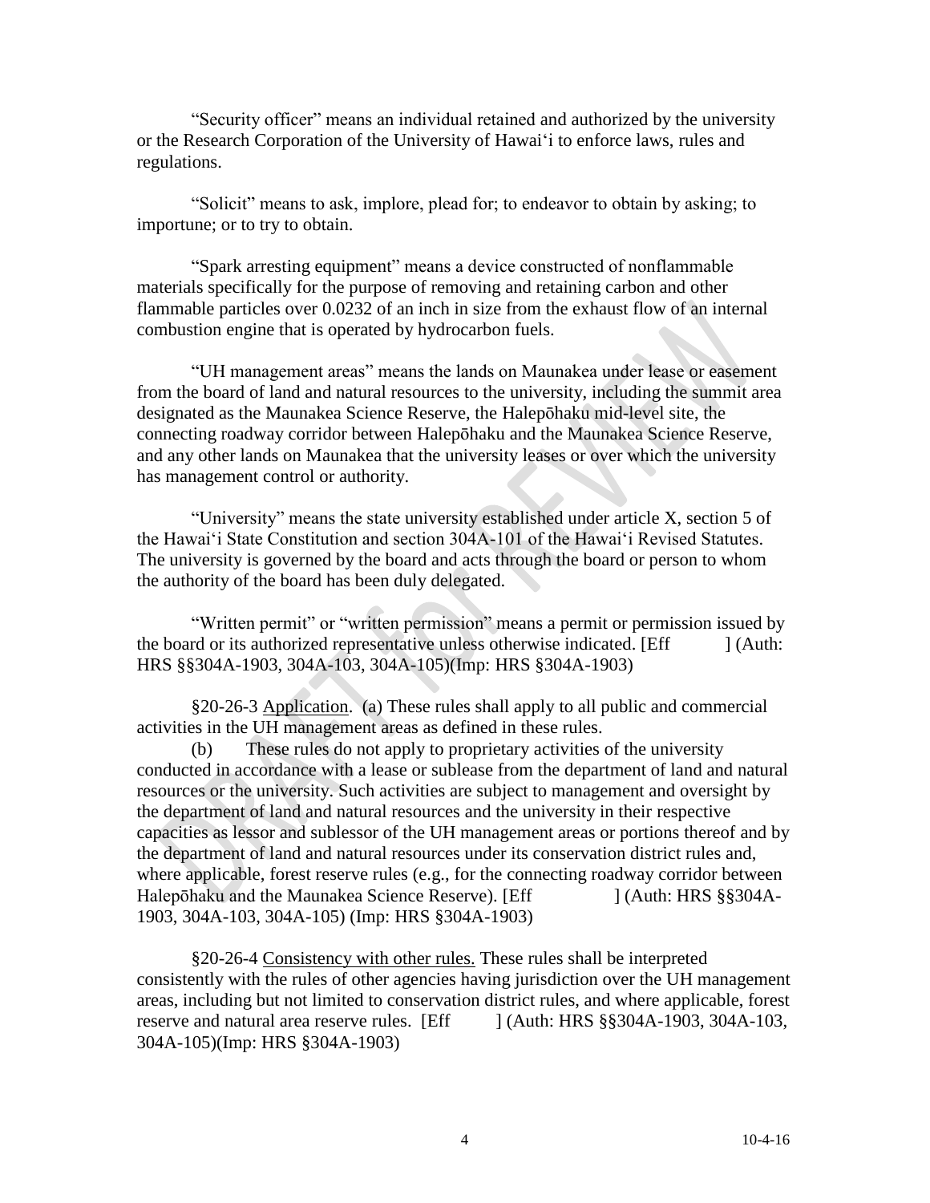"Security officer" means an individual retained and authorized by the university or the Research Corporation of the University of Hawaiʻi to enforce laws, rules and regulations.

"Solicit" means to ask, implore, plead for; to endeavor to obtain by asking; to importune; or to try to obtain.

"Spark arresting equipment" means a device constructed of nonflammable materials specifically for the purpose of removing and retaining carbon and other flammable particles over 0.0232 of an inch in size from the exhaust flow of an internal combustion engine that is operated by hydrocarbon fuels.

"UH management areas" means the lands on Maunakea under lease or easement from the board of land and natural resources to the university, including the summit area designated as the Maunakea Science Reserve, the Halepōhaku mid-level site, the connecting roadway corridor between Halepōhaku and the Maunakea Science Reserve, and any other lands on Maunakea that the university leases or over which the university has management control or authority.

"University" means the state university established under article X, section 5 of the Hawaiʻi State Constitution and section 304A-101 of the Hawaiʻi Revised Statutes. The university is governed by the board and acts through the board or person to whom the authority of the board has been duly delegated.

"Written permit" or "written permission" means a permit or permission issued by the board or its authorized representative unless otherwise indicated. [Eff ] (Auth: HRS §§304A-1903, 304A-103, 304A-105)(Imp: HRS §304A-1903)

§20-26-3 Application. (a) These rules shall apply to all public and commercial activities in the UH management areas as defined in these rules.

(b) These rules do not apply to proprietary activities of the university conducted in accordance with a lease or sublease from the department of land and natural resources or the university. Such activities are subject to management and oversight by the department of land and natural resources and the university in their respective capacities as lessor and sublessor of the UH management areas or portions thereof and by the department of land and natural resources under its conservation district rules and, where applicable, forest reserve rules (e.g., for the connecting roadway corridor between Halepōhaku and the Maunakea Science Reserve). [Eff ] (Auth: HRS §§304A-1903, 304A-103, 304A-105) (Imp: HRS §304A-1903)

§20-26-4 Consistency with other rules. These rules shall be interpreted consistently with the rules of other agencies having jurisdiction over the UH management areas, including but not limited to conservation district rules, and where applicable, forest reserve and natural area reserve rules. [Eff ] (Auth: HRS §§304A-1903, 304A-103, 304A-105)(Imp: HRS §304A-1903)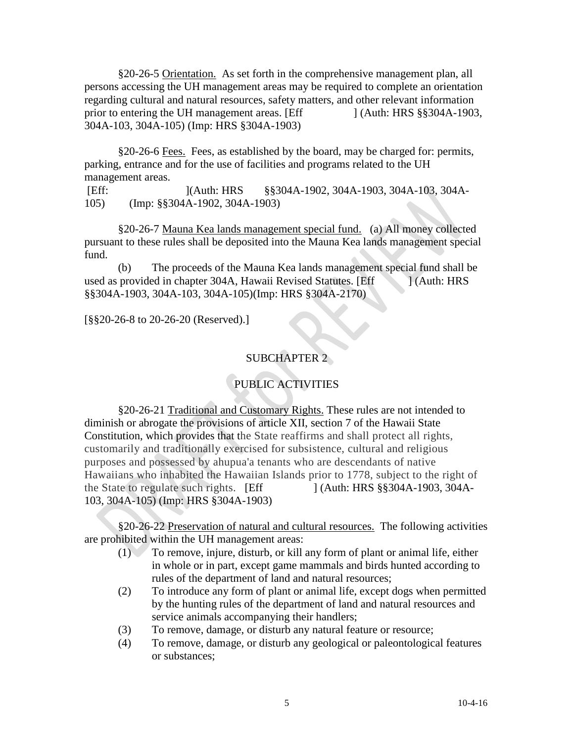§20-26-5 Orientation. As set forth in the comprehensive management plan, all persons accessing the UH management areas may be required to complete an orientation regarding cultural and natural resources, safety matters, and other relevant information prior to entering the UH management areas. [Eff ] (Auth: HRS §§304A-1903, 304A-103, 304A-105) (Imp: HRS §304A-1903)

§20-26-6 Fees. Fees, as established by the board, may be charged for: permits, parking, entrance and for the use of facilities and programs related to the UH management areas.
[Eff: ](Auth: HRS §§304A-1902, 304A-1903, 304A-103, 304A-105) (Imp: §§304A-1902, 304A-1903)

§20-26-7 Mauna Kea lands management special fund. (a) All money collected pursuant to these rules shall be deposited into the Mauna Kea lands management special fund.

(b) The proceeds of the Mauna Kea lands management special fund shall be used as provided in chapter 304A, Hawaii Revised Statutes. [Eff ] (Auth: HRS §§304A-1903, 304A-103, 304A-105)(Imp: HRS §304A-2170)

[§§20-26-8 to 20-26-20 (Reserved).]

## SUBCHAPTER 2

## PUBLIC ACTIVITIES

§20-26-21 Traditional and Customary Rights. These rules are not intended to diminish or abrogate the provisions of article XII, section 7 of the Hawaii State Constitution, which provides that the State reaffirms and shall protect all rights, customarily and traditionally exercised for subsistence, cultural and religious purposes and possessed by ahupua'a tenants who are descendants of native Hawaiians who inhabited the Hawaiian Islands prior to 1778, subject to the right of the State to regulate such rights. [Eff ] (Auth: HRS §§304A-1903, 304A-103, 304A-105) (Imp: HRS §304A-1903)

§20-26-22 Preservation of natural and cultural resources. The following activities are prohibited within the UH management areas:

(1) To remove, injure, disturb, or kill any form of plant or animal life, either in whole or in part, except game mammals and birds hunted according to rules of the department of land and natural resources;

(2) To introduce any form of plant or animal life, except dogs when permitted by the hunting rules of the department of land and natural resources and service animals accompanying their handlers;

(3) To remove, damage, or disturb any natural feature or resource;

(4) To remove, damage, or disturb any geological or paleontological features or substances;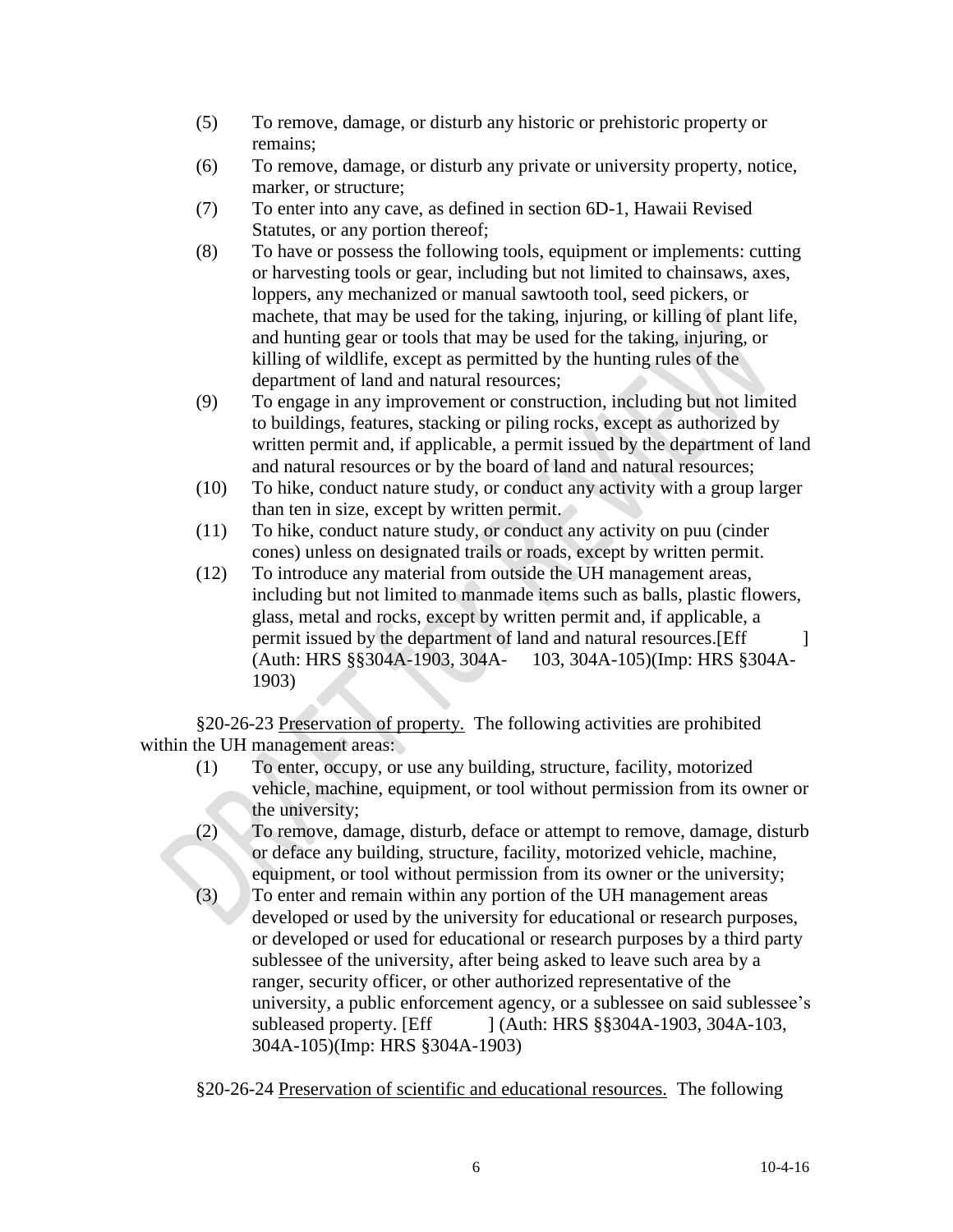(5) To remove, damage, or disturb any historic or prehistoric property or remains;

(6) To remove, damage, or disturb any private or university property, notice, marker, or structure;

(7) To enter into any cave, as defined in section 6D-1, Hawaii Revised Statutes, or any portion thereof;

(8) To have or possess the following tools, equipment or implements: cutting or harvesting tools or gear, including but not limited to chainsaws, axes, loppers, any mechanized or manual sawtooth tool, seed pickers, or machete, that may be used for the taking, injuring, or killing of plant life, and hunting gear or tools that may be used for the taking, injuring, or killing of wildlife, except as permitted by the hunting rules of the department of land and natural resources;

(9) To engage in any improvement or construction, including but not limited to buildings, features, stacking or piling rocks, except as authorized by written permit and, if applicable, a permit issued by the department of land and natural resources or by the board of land and natural resources;

(10) To hike, conduct nature study, or conduct any activity with a group larger than ten in size, except by written permit.

(11) To hike, conduct nature study, or conduct any activity on puu (cinder cones) unless on designated trails or roads, except by written permit.

(12) To introduce any material from outside the UH management areas, including but not limited to manmade items such as balls, plastic flowers, glass, metal and rocks, except by written permit and, if applicable, a permit issued by the department of land and natural resources.[Eff ] (Auth: HRS §§304A-1903, 304A- 103, 304A-105)(Imp: HRS §304A-1903)

§20-26-23 Preservation of property. The following activities are prohibited within the UH management areas:

(1) To enter, occupy, or use any building, structure, facility, motorized vehicle, machine, equipment, or tool without permission from its owner or the university;

(2) To remove, damage, disturb, deface or attempt to remove, damage, disturb or deface any building, structure, facility, motorized vehicle, machine, equipment, or tool without permission from its owner or the university;

(3) To enter and remain within any portion of the UH management areas developed or used by the university for educational or research purposes, or developed or used for educational or research purposes by a third party sublessee of the university, after being asked to leave such area by a ranger, security officer, or other authorized representative of the university, a public enforcement agency, or a sublessee on said sublessee's subleased property. [Eff ] (Auth: HRS §§304A-1903, 304A-103, 304A-105)(Imp: HRS §304A-1903)

§20-26-24 Preservation of scientific and educational resources. The following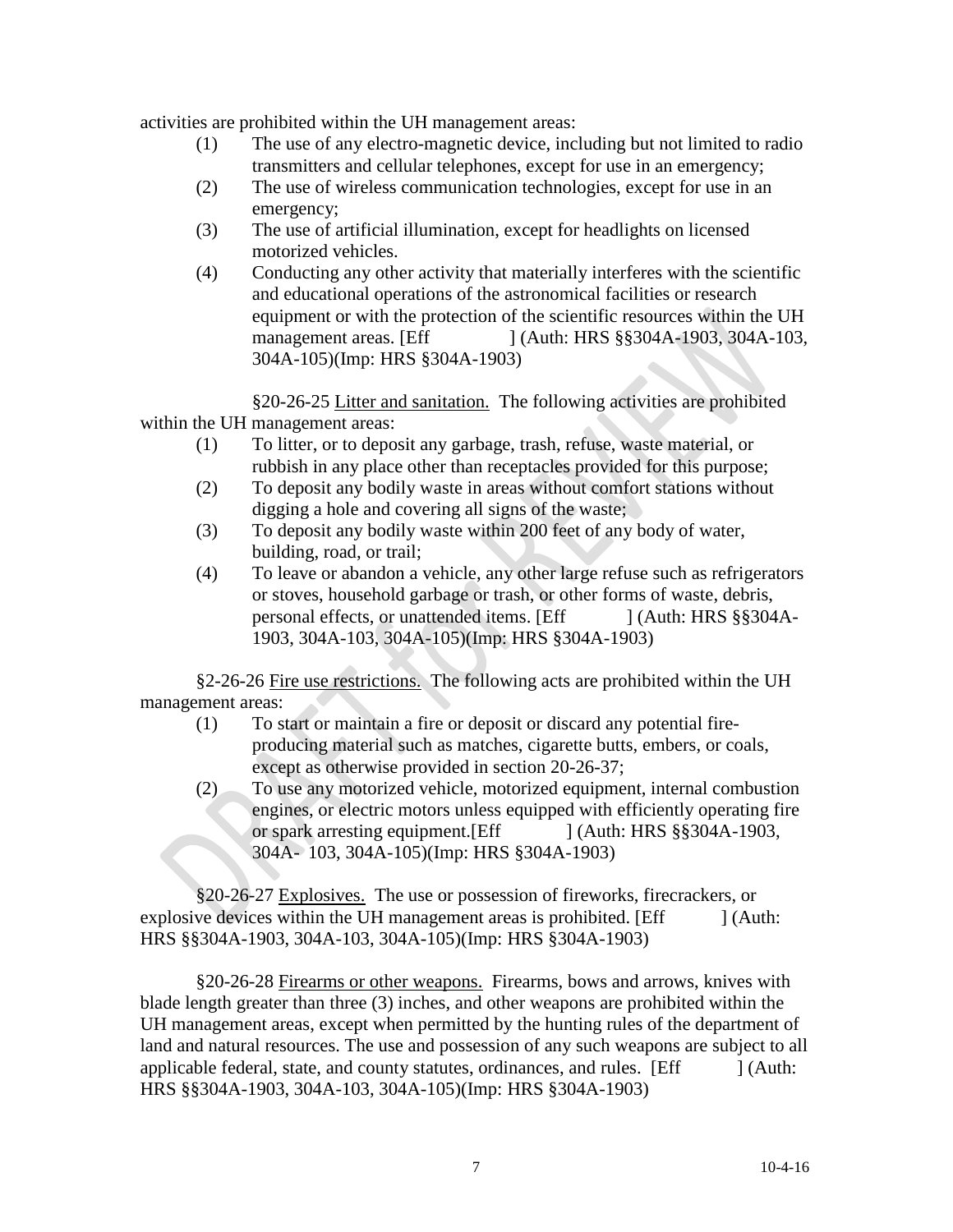activities are prohibited within the UH management areas:

(1) The use of any electro-magnetic device, including but not limited to radio transmitters and cellular telephones, except for use in an emergency;
(2) The use of wireless communication technologies, except for use in an emergency;
(3) The use of artificial illumination, except for headlights on licensed motorized vehicles.
(4) Conducting any other activity that materially interferes with the scientific and educational operations of the astronomical facilities or research equipment or with the protection of the scientific resources within the UH management areas. [Eff ] (Auth: HRS §§304A-1903, 304A-103, 304A-105)(Imp: HRS §304A-1903)

§20-26-25 Litter and sanitation. The following activities are prohibited within the UH management areas:

(1) To litter, or to deposit any garbage, trash, refuse, waste material, or rubbish in any place other than receptacles provided for this purpose;
(2) To deposit any bodily waste in areas without comfort stations without digging a hole and covering all signs of the waste;
(3) To deposit any bodily waste within 200 feet of any body of water, building, road, or trail;
(4) To leave or abandon a vehicle, any other large refuse such as refrigerators or stoves, household garbage or trash, or other forms of waste, debris, personal effects, or unattended items. [Eff ] (Auth: HRS §§304A-1903, 304A-103, 304A-105)(Imp: HRS §304A-1903)

§2-26-26 Fire use restrictions. The following acts are prohibited within the UH management areas:

(1) To start or maintain a fire or deposit or discard any potential fire-producing material such as matches, cigarette butts, embers, or coals, except as otherwise provided in section 20-26-37;
(2) To use any motorized vehicle, motorized equipment, internal combustion engines, or electric motors unless equipped with efficiently operating fire or spark arresting equipment.[Eff ] (Auth: HRS §§304A-1903, 304A- 103, 304A-105)(Imp: HRS §304A-1903)

§20-26-27 Explosives. The use or possession of fireworks, firecrackers, or explosive devices within the UH management areas is prohibited. [Eff ] (Auth: HRS §§304A-1903, 304A-103, 304A-105)(Imp: HRS §304A-1903)

§20-26-28 Firearms or other weapons. Firearms, bows and arrows, knives with blade length greater than three (3) inches, and other weapons are prohibited within the UH management areas, except when permitted by the hunting rules of the department of land and natural resources. The use and possession of any such weapons are subject to all applicable federal, state, and county statutes, ordinances, and rules. [Eff ] (Auth: HRS §§304A-1903, 304A-103, 304A-105)(Imp: HRS §304A-1903)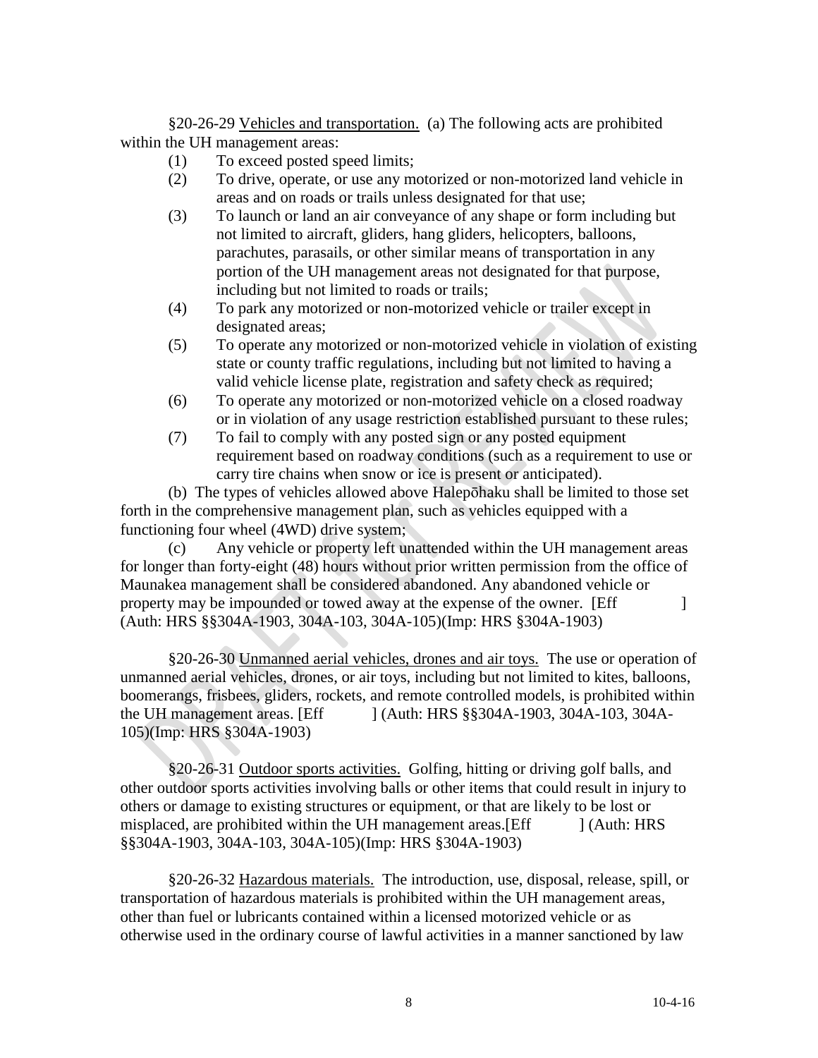§20-26-29 Vehicles and transportation. (a) The following acts are prohibited within the UH management areas:

(1) To exceed posted speed limits;

(2) To drive, operate, or use any motorized or non-motorized land vehicle in areas and on roads or trails unless designated for that use;

(3) To launch or land an air conveyance of any shape or form including but not limited to aircraft, gliders, hang gliders, helicopters, balloons, parachutes, parasails, or other similar means of transportation in any portion of the UH management areas not designated for that purpose, including but not limited to roads or trails;

(4) To park any motorized or non-motorized vehicle or trailer except in designated areas;

(5) To operate any motorized or non-motorized vehicle in violation of existing state or county traffic regulations, including but not limited to having a valid vehicle license plate, registration and safety check as required;

(6) To operate any motorized or non-motorized vehicle on a closed roadway or in violation of any usage restriction established pursuant to these rules;

(7) To fail to comply with any posted sign or any posted equipment requirement based on roadway conditions (such as a requirement to use or carry tire chains when snow or ice is present or anticipated).

(b) The types of vehicles allowed above Halepōhaku shall be limited to those set forth in the comprehensive management plan, such as vehicles equipped with a functioning four wheel (4WD) drive system;

(c) Any vehicle or property left unattended within the UH management areas for longer than forty-eight (48) hours without prior written permission from the office of Maunakea management shall be considered abandoned. Any abandoned vehicle or property may be impounded or towed away at the expense of the owner. [Eff ] (Auth: HRS §§304A-1903, 304A-103, 304A-105)(Imp: HRS §304A-1903)

§20-26-30 Unmanned aerial vehicles, drones and air toys. The use or operation of unmanned aerial vehicles, drones, or air toys, including but not limited to kites, balloons, boomerangs, frisbees, gliders, rockets, and remote controlled models, is prohibited within the UH management areas. [Eff ] (Auth: HRS §§304A-1903, 304A-103, 304A-105)(Imp: HRS §304A-1903)

§20-26-31 Outdoor sports activities. Golfing, hitting or driving golf balls, and other outdoor sports activities involving balls or other items that could result in injury to others or damage to existing structures or equipment, or that are likely to be lost or misplaced, are prohibited within the UH management areas.[Eff ] (Auth: HRS §§304A-1903, 304A-103, 304A-105)(Imp: HRS §304A-1903)

§20-26-32 Hazardous materials. The introduction, use, disposal, release, spill, or transportation of hazardous materials is prohibited within the UH management areas, other than fuel or lubricants contained within a licensed motorized vehicle or as otherwise used in the ordinary course of lawful activities in a manner sanctioned by law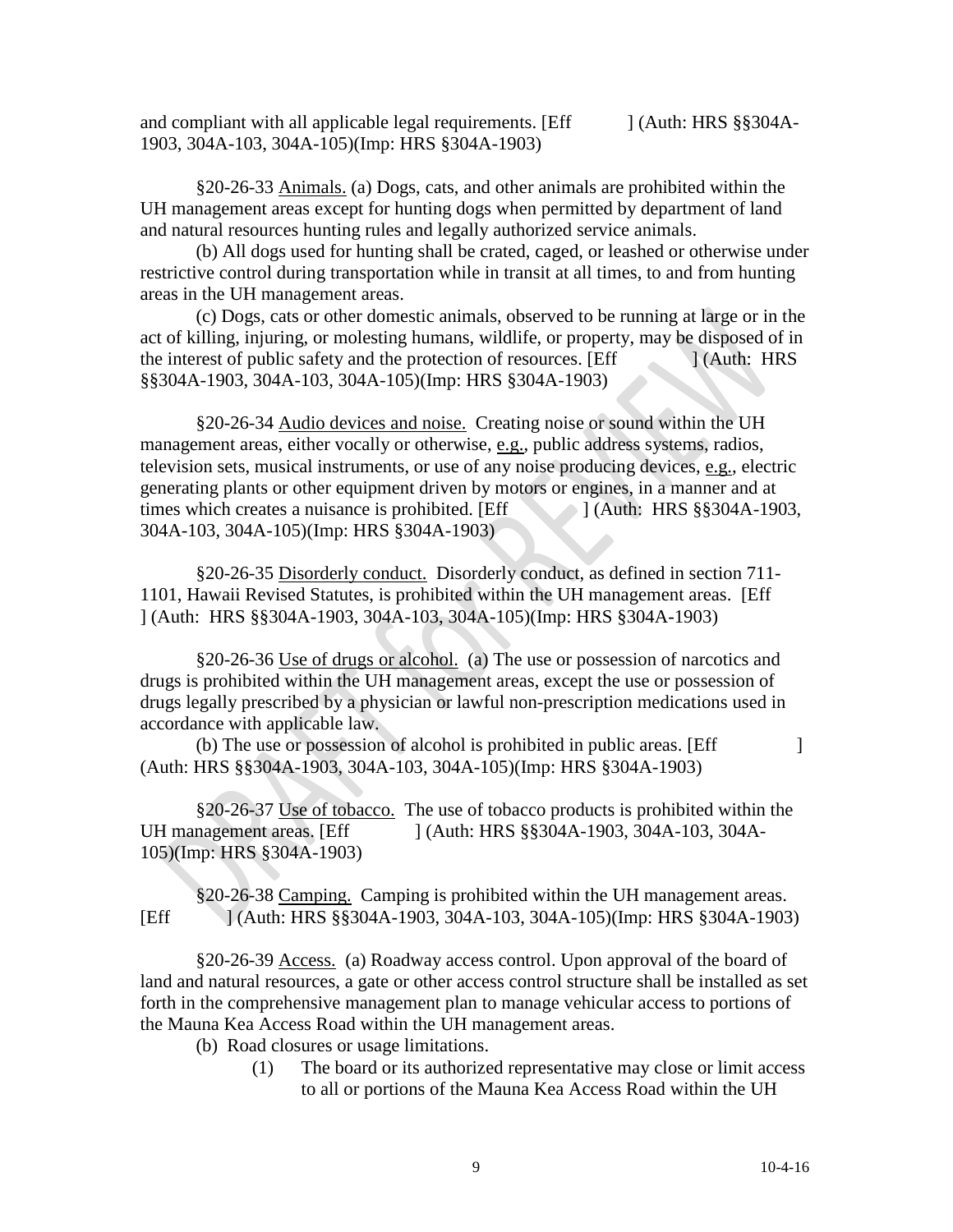and compliant with all applicable legal requirements. [Eff ] (Auth: HRS §§304A-1903, 304A-103, 304A-105)(Imp: HRS §304A-1903)

§20-26-33 Animals. (a) Dogs, cats, and other animals are prohibited within the UH management areas except for hunting dogs when permitted by department of land and natural resources hunting rules and legally authorized service animals.

(b) All dogs used for hunting shall be crated, caged, or leashed or otherwise under restrictive control during transportation while in transit at all times, to and from hunting areas in the UH management areas.

(c) Dogs, cats or other domestic animals, observed to be running at large or in the act of killing, injuring, or molesting humans, wildlife, or property, may be disposed of in the interest of public safety and the protection of resources. [Eff ] (Auth: HRS §§304A-1903, 304A-103, 304A-105)(Imp: HRS §304A-1903)

§20-26-34 Audio devices and noise. Creating noise or sound within the UH management areas, either vocally or otherwise, e.g., public address systems, radios, television sets, musical instruments, or use of any noise producing devices, e.g., electric generating plants or other equipment driven by motors or engines, in a manner and at times which creates a nuisance is prohibited. [Eff ] (Auth: HRS §§304A-1903, 304A-103, 304A-105)(Imp: HRS §304A-1903)

§20-26-35 Disorderly conduct. Disorderly conduct, as defined in section 711-1101, Hawaii Revised Statutes, is prohibited within the UH management areas. [Eff ] (Auth: HRS §§304A-1903, 304A-103, 304A-105)(Imp: HRS §304A-1903)

§20-26-36 Use of drugs or alcohol. (a) The use or possession of narcotics and drugs is prohibited within the UH management areas, except the use or possession of drugs legally prescribed by a physician or lawful non-prescription medications used in accordance with applicable law.

(b) The use or possession of alcohol is prohibited in public areas. [Eff ] (Auth: HRS §§304A-1903, 304A-103, 304A-105)(Imp: HRS §304A-1903)

§20-26-37 Use of tobacco. The use of tobacco products is prohibited within the UH management areas. [Eff ] (Auth: HRS §§304A-1903, 304A-103, 304A-105)(Imp: HRS §304A-1903)

§20-26-38 Camping. Camping is prohibited within the UH management areas. [Eff ] (Auth: HRS §§304A-1903, 304A-103, 304A-105)(Imp: HRS §304A-1903)

§20-26-39 Access. (a) Roadway access control. Upon approval of the board of land and natural resources, a gate or other access control structure shall be installed as set forth in the comprehensive management plan to manage vehicular access to portions of the Mauna Kea Access Road within the UH management areas.

(b) Road closures or usage limitations.

(1) The board or its authorized representative may close or limit access to all or portions of the Mauna Kea Access Road within the UH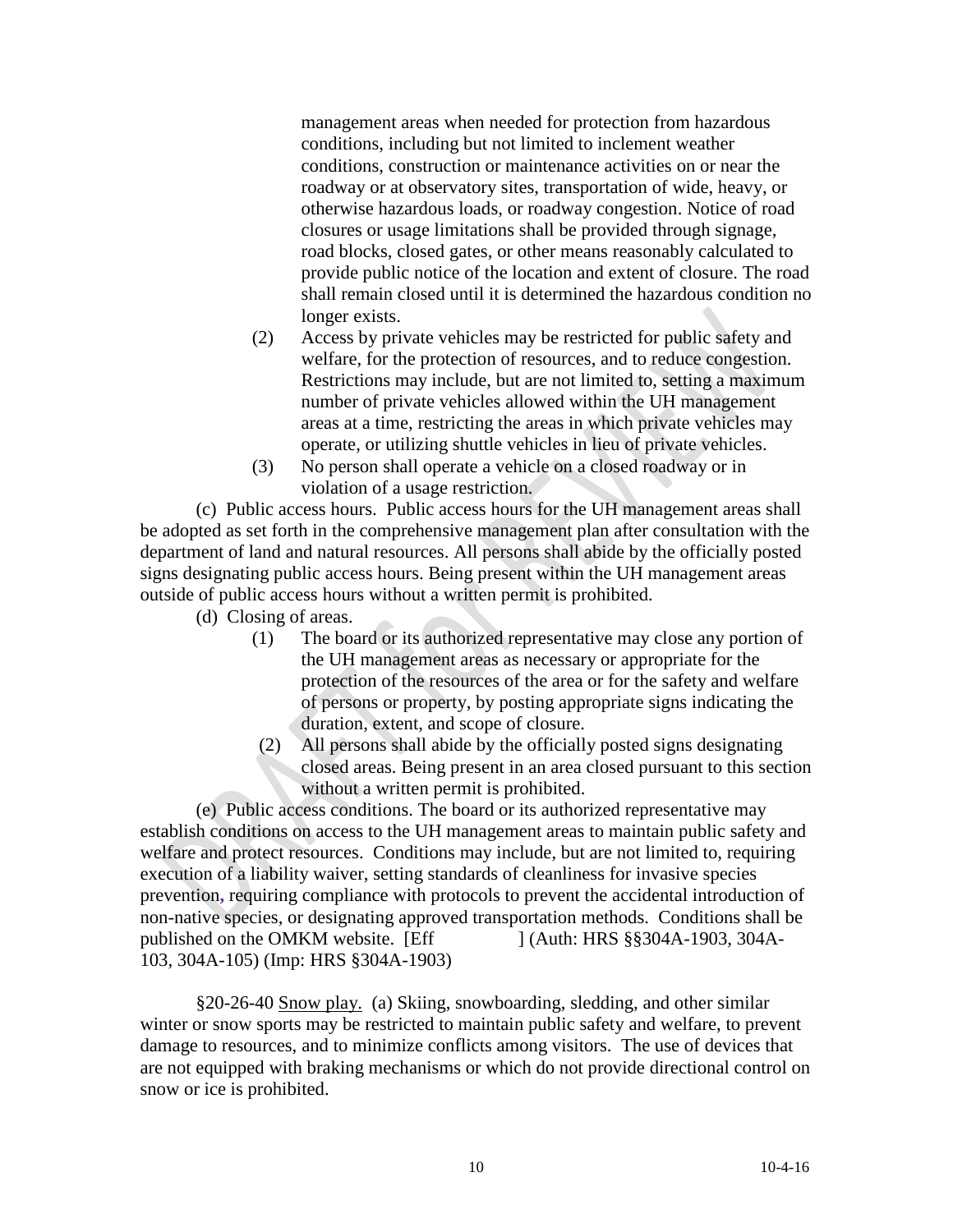management areas when needed for protection from hazardous conditions, including but not limited to inclement weather conditions, construction or maintenance activities on or near the roadway or at observatory sites, transportation of wide, heavy, or otherwise hazardous loads, or roadway congestion. Notice of road closures or usage limitations shall be provided through signage, road blocks, closed gates, or other means reasonably calculated to provide public notice of the location and extent of closure. The road shall remain closed until it is determined the hazardous condition no longer exists.

(2) Access by private vehicles may be restricted for public safety and welfare, for the protection of resources, and to reduce congestion. Restrictions may include, but are not limited to, setting a maximum number of private vehicles allowed within the UH management areas at a time, restricting the areas in which private vehicles may operate, or utilizing shuttle vehicles in lieu of private vehicles.

(3) No person shall operate a vehicle on a closed roadway or in violation of a usage restriction.

(c) Public access hours. Public access hours for the UH management areas shall be adopted as set forth in the comprehensive management plan after consultation with the department of land and natural resources. All persons shall abide by the officially posted signs designating public access hours. Being present within the UH management areas outside of public access hours without a written permit is prohibited.

(d) Closing of areas.

(1) The board or its authorized representative may close any portion of the UH management areas as necessary or appropriate for the protection of the resources of the area or for the safety and welfare of persons or property, by posting appropriate signs indicating the duration, extent, and scope of closure.

(2) All persons shall abide by the officially posted signs designating closed areas. Being present in an area closed pursuant to this section without a written permit is prohibited.

(e) Public access conditions. The board or its authorized representative may establish conditions on access to the UH management areas to maintain public safety and welfare and protect resources. Conditions may include, but are not limited to, requiring execution of a liability waiver, setting standards of cleanliness for invasive species prevention, requiring compliance with protocols to prevent the accidental introduction of non-native species, or designating approved transportation methods. Conditions shall be published on the OMKM website. [Eff ] (Auth: HRS §§304A-1903, 304A-103, 304A-105) (Imp: HRS §304A-1903)

§20-26-40 Snow play. (a) Skiing, snowboarding, sledding, and other similar winter or snow sports may be restricted to maintain public safety and welfare, to prevent damage to resources, and to minimize conflicts among visitors. The use of devices that are not equipped with braking mechanisms or which do not provide directional control on snow or ice is prohibited.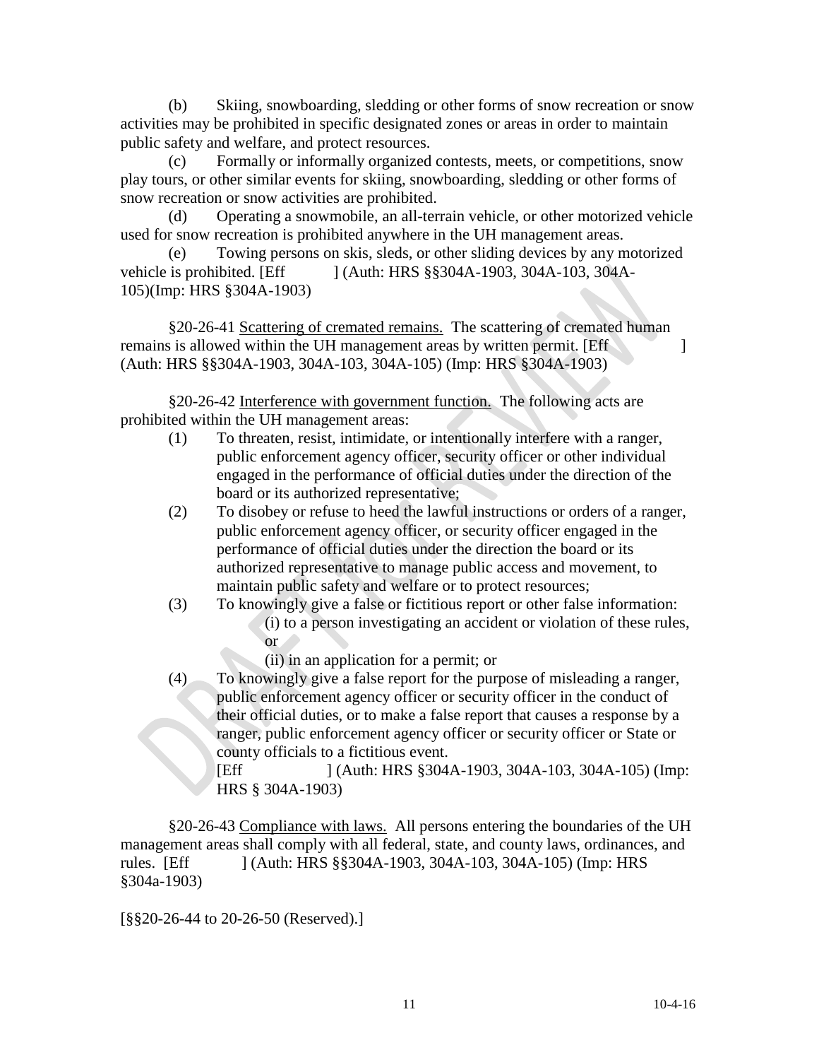(b) Skiing, snowboarding, sledding or other forms of snow recreation or snow activities may be prohibited in specific designated zones or areas in order to maintain public safety and welfare, and protect resources.

(c) Formally or informally organized contests, meets, or competitions, snow play tours, or other similar events for skiing, snowboarding, sledding or other forms of snow recreation or snow activities are prohibited.

(d) Operating a snowmobile, an all-terrain vehicle, or other motorized vehicle used for snow recreation is prohibited anywhere in the UH management areas.

(e) Towing persons on skis, sleds, or other sliding devices by any motorized vehicle is prohibited. [Eff ] (Auth: HRS §§304A-1903, 304A-103, 304A-105)(Imp: HRS §304A-1903)

§20-26-41 Scattering of cremated remains. The scattering of cremated human remains is allowed within the UH management areas by written permit. [Eff ] (Auth: HRS §§304A-1903, 304A-103, 304A-105) (Imp: HRS §304A-1903)

§20-26-42 Interference with government function. The following acts are prohibited within the UH management areas:

(1) To threaten, resist, intimidate, or intentionally interfere with a ranger, public enforcement agency officer, security officer or other individual engaged in the performance of official duties under the direction of the board or its authorized representative;

(2) To disobey or refuse to heed the lawful instructions or orders of a ranger, public enforcement agency officer, or security officer engaged in the performance of official duties under the direction the board or its authorized representative to manage public access and movement, to maintain public safety and welfare or to protect resources;

(3) To knowingly give a false or fictitious report or other false information:
  (i) to a person investigating an accident or violation of these rules, or
  (ii) in an application for a permit; or

(4) To knowingly give a false report for the purpose of misleading a ranger, public enforcement agency officer or security officer in the conduct of their official duties, or to make a false report that causes a response by a ranger, public enforcement agency officer or security officer or State or county officials to a fictitious event.
[Eff ] (Auth: HRS §304A-1903, 304A-103, 304A-105) (Imp: HRS § 304A-1903)

§20-26-43 Compliance with laws. All persons entering the boundaries of the UH management areas shall comply with all federal, state, and county laws, ordinances, and rules. [Eff ] (Auth: HRS §§304A-1903, 304A-103, 304A-105) (Imp: HRS §304a-1903)

[§§20-26-44 to 20-26-50 (Reserved).]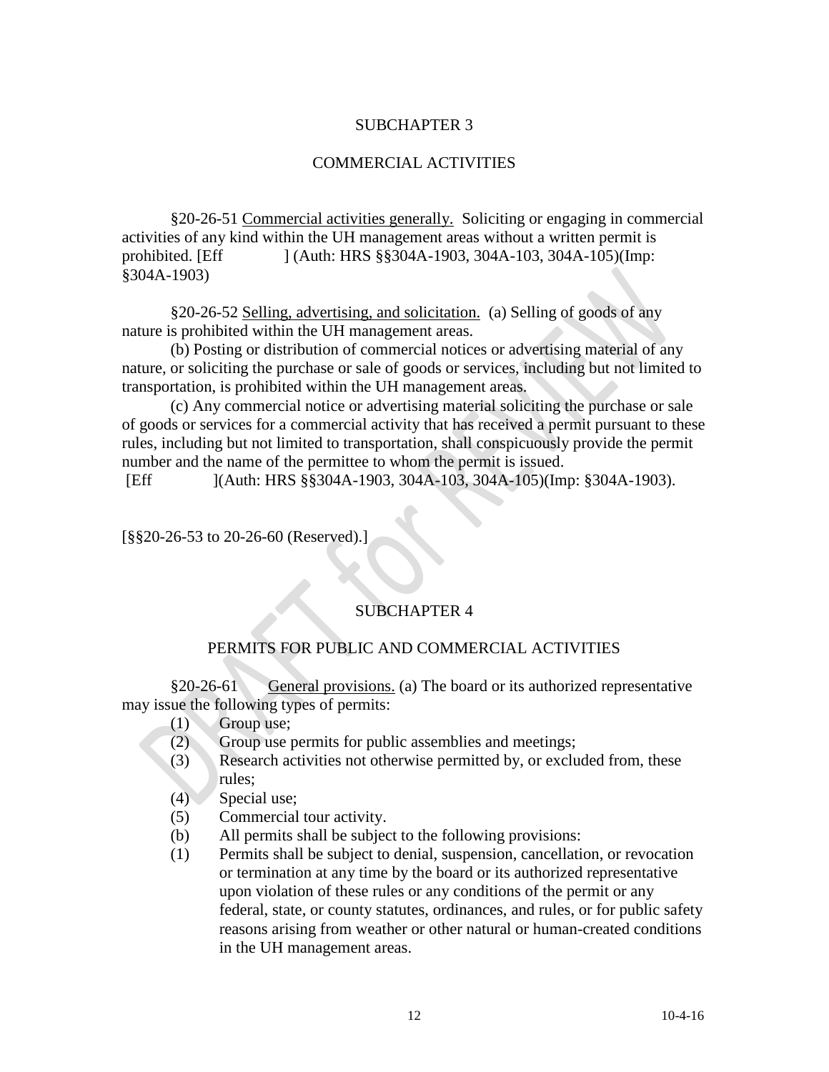## SUBCHAPTER 3

## COMMERCIAL ACTIVITIES

§20-26-51 Commercial activities generally. Soliciting or engaging in commercial activities of any kind within the UH management areas without a written permit is prohibited. [Eff ] (Auth: HRS §§304A-1903, 304A-103, 304A-105)(Imp: §304A-1903)

§20-26-52 Selling, advertising, and solicitation. (a) Selling of goods of any nature is prohibited within the UH management areas.

(b) Posting or distribution of commercial notices or advertising material of any nature, or soliciting the purchase or sale of goods or services, including but not limited to transportation, is prohibited within the UH management areas.

(c) Any commercial notice or advertising material soliciting the purchase or sale of goods or services for a commercial activity that has received a permit pursuant to these rules, including but not limited to transportation, shall conspicuously provide the permit number and the name of the permittee to whom the permit is issued.
[Eff ](Auth: HRS §§304A-1903, 304A-103, 304A-105)(Imp: §304A-1903).

[§§20-26-53 to 20-26-60 (Reserved).]

## SUBCHAPTER 4

## PERMITS FOR PUBLIC AND COMMERCIAL ACTIVITIES

§20-26-61 General provisions. (a) The board or its authorized representative may issue the following types of permits:

(1) Group use;
(2) Group use permits for public assemblies and meetings;
(3) Research activities not otherwise permitted by, or excluded from, these rules;
(4) Special use;
(5) Commercial tour activity.

(b) All permits shall be subject to the following provisions:

(1) Permits shall be subject to denial, suspension, cancellation, or revocation or termination at any time by the board or its authorized representative upon violation of these rules or any conditions of the permit or any federal, state, or county statutes, ordinances, and rules, or for public safety reasons arising from weather or other natural or human-created conditions in the UH management areas.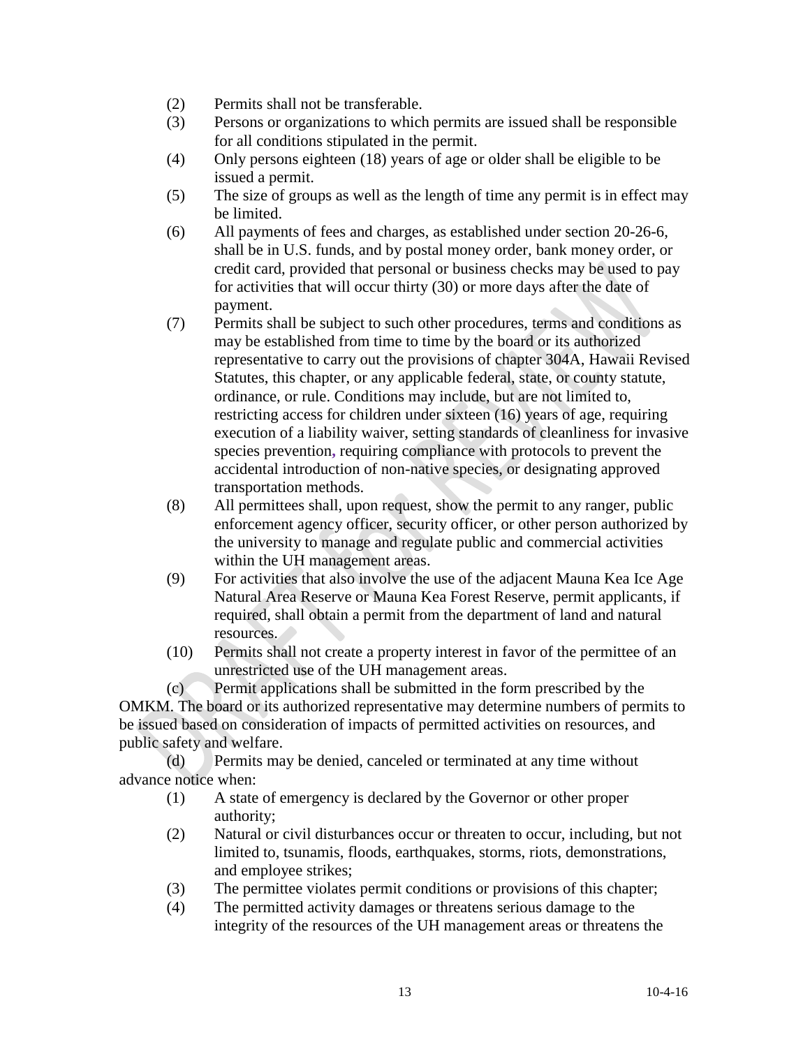(2) Permits shall not be transferable.

(3) Persons or organizations to which permits are issued shall be responsible for all conditions stipulated in the permit.

(4) Only persons eighteen (18) years of age or older shall be eligible to be issued a permit.

(5) The size of groups as well as the length of time any permit is in effect may be limited.

(6) All payments of fees and charges, as established under section 20-26-6, shall be in U.S. funds, and by postal money order, bank money order, or credit card, provided that personal or business checks may be used to pay for activities that will occur thirty (30) or more days after the date of payment.

(7) Permits shall be subject to such other procedures, terms and conditions as may be established from time to time by the board or its authorized representative to carry out the provisions of chapter 304A, Hawaii Revised Statutes, this chapter, or any applicable federal, state, or county statute, ordinance, or rule. Conditions may include, but are not limited to, restricting access for children under sixteen (16) years of age, requiring execution of a liability waiver, setting standards of cleanliness for invasive species prevention, requiring compliance with protocols to prevent the accidental introduction of non-native species, or designating approved transportation methods.

(8) All permittees shall, upon request, show the permit to any ranger, public enforcement agency officer, security officer, or other person authorized by the university to manage and regulate public and commercial activities within the UH management areas.

(9) For activities that also involve the use of the adjacent Mauna Kea Ice Age Natural Area Reserve or Mauna Kea Forest Reserve, permit applicants, if required, shall obtain a permit from the department of land and natural resources.

(10) Permits shall not create a property interest in favor of the permittee of an unrestricted use of the UH management areas.

(c) Permit applications shall be submitted in the form prescribed by the OMKM. The board or its authorized representative may determine numbers of permits to be issued based on consideration of impacts of permitted activities on resources, and public safety and welfare.

(d) Permits may be denied, canceled or terminated at any time without advance notice when:

(1) A state of emergency is declared by the Governor or other proper authority;

(2) Natural or civil disturbances occur or threaten to occur, including, but not limited to, tsunamis, floods, earthquakes, storms, riots, demonstrations, and employee strikes;

(3) The permittee violates permit conditions or provisions of this chapter;

(4) The permitted activity damages or threatens serious damage to the integrity of the resources of the UH management areas or threatens the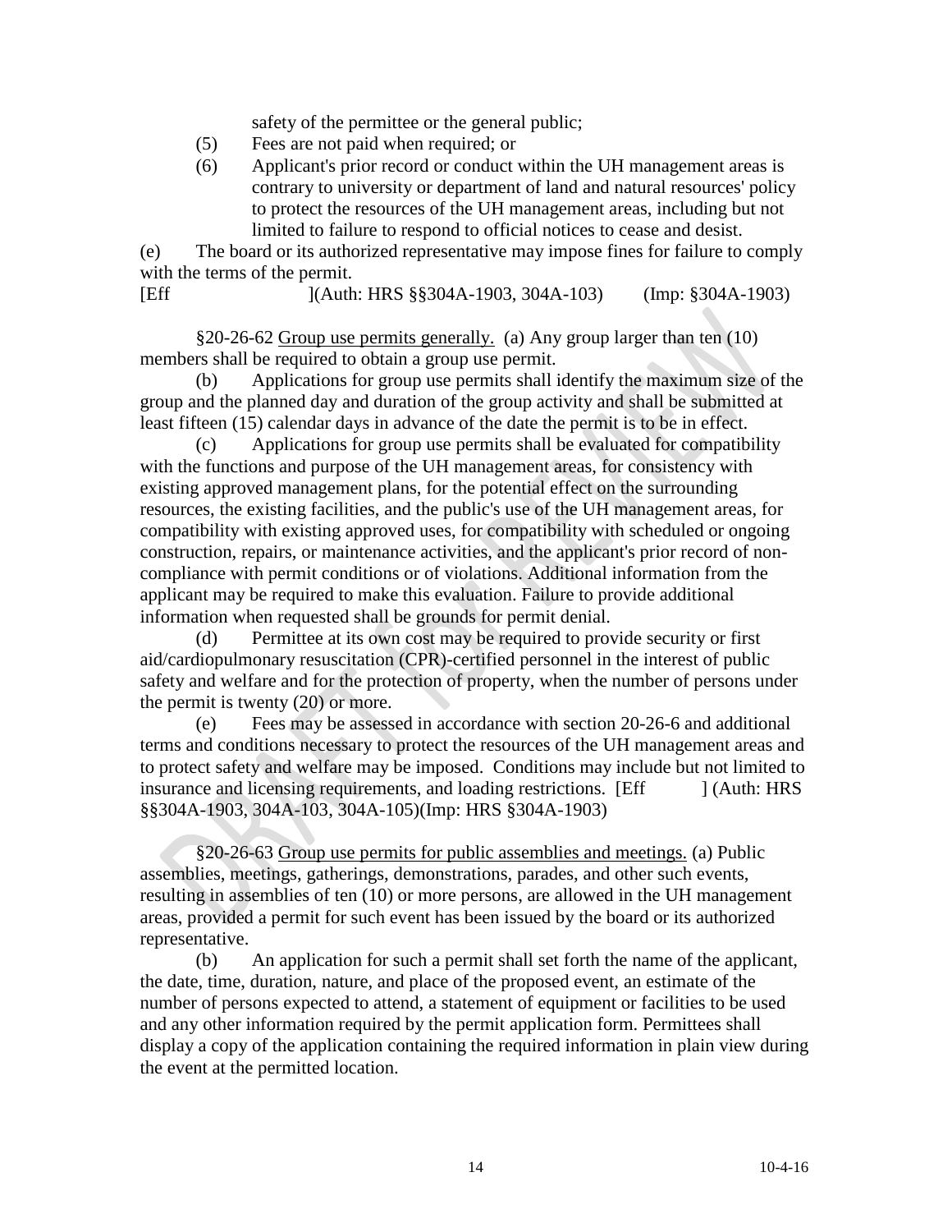safety of the permittee or the general public;

(5) Fees are not paid when required; or

(6) Applicant's prior record or conduct within the UH management areas is contrary to university or department of land and natural resources' policy to protect the resources of the UH management areas, including but not limited to failure to respond to official notices to cease and desist.

(e) The board or its authorized representative may impose fines for failure to comply with the terms of the permit.

[Eff ](Auth: HRS §§304A-1903, 304A-103) (Imp: §304A-1903)

§20-26-62 Group use permits generally. (a) Any group larger than ten (10) members shall be required to obtain a group use permit.

(b) Applications for group use permits shall identify the maximum size of the group and the planned day and duration of the group activity and shall be submitted at least fifteen (15) calendar days in advance of the date the permit is to be in effect.

(c) Applications for group use permits shall be evaluated for compatibility with the functions and purpose of the UH management areas, for consistency with existing approved management plans, for the potential effect on the surrounding resources, the existing facilities, and the public's use of the UH management areas, for compatibility with existing approved uses, for compatibility with scheduled or ongoing construction, repairs, or maintenance activities, and the applicant's prior record of non-compliance with permit conditions or of violations. Additional information from the applicant may be required to make this evaluation. Failure to provide additional information when requested shall be grounds for permit denial.

(d) Permittee at its own cost may be required to provide security or first aid/cardiopulmonary resuscitation (CPR)-certified personnel in the interest of public safety and welfare and for the protection of property, when the number of persons under the permit is twenty (20) or more.

(e) Fees may be assessed in accordance with section 20-26-6 and additional terms and conditions necessary to protect the resources of the UH management areas and to protect safety and welfare may be imposed. Conditions may include but not limited to insurance and licensing requirements, and loading restrictions. [Eff ] (Auth: HRS §§304A-1903, 304A-103, 304A-105)(Imp: HRS §304A-1903)

§20-26-63 Group use permits for public assemblies and meetings. (a) Public assemblies, meetings, gatherings, demonstrations, parades, and other such events, resulting in assemblies of ten (10) or more persons, are allowed in the UH management areas, provided a permit for such event has been issued by the board or its authorized representative.

(b) An application for such a permit shall set forth the name of the applicant, the date, time, duration, nature, and place of the proposed event, an estimate of the number of persons expected to attend, a statement of equipment or facilities to be used and any other information required by the permit application form. Permittees shall display a copy of the application containing the required information in plain view during the event at the permitted location.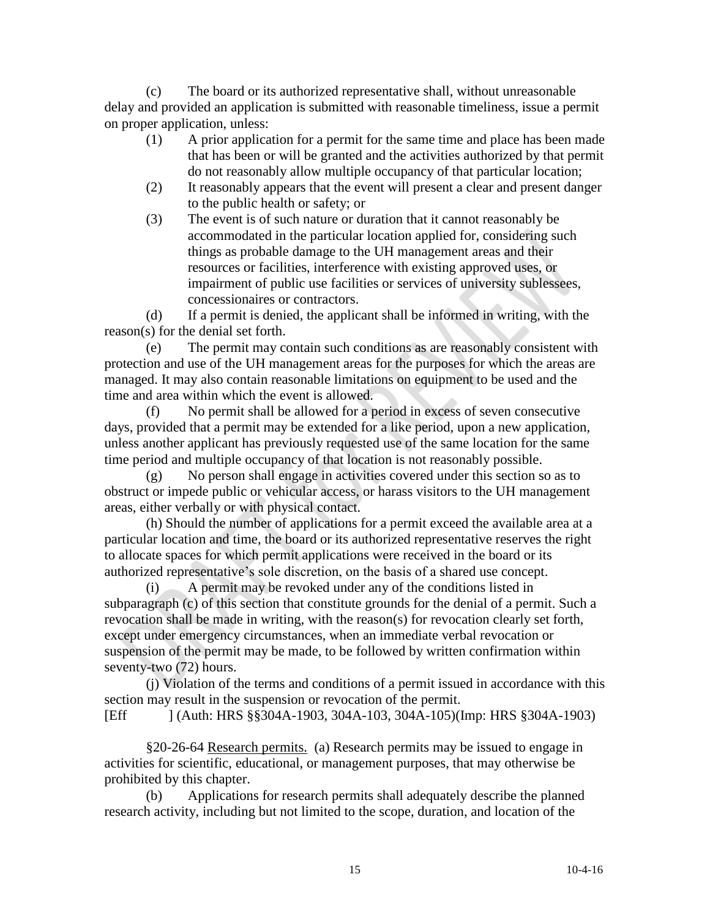(c) The board or its authorized representative shall, without unreasonable delay and provided an application is submitted with reasonable timeliness, issue a permit on proper application, unless:

(1) A prior application for a permit for the same time and place has been made that has been or will be granted and the activities authorized by that permit do not reasonably allow multiple occupancy of that particular location;

(2) It reasonably appears that the event will present a clear and present danger to the public health or safety; or

(3) The event is of such nature or duration that it cannot reasonably be accommodated in the particular location applied for, considering such things as probable damage to the UH management areas and their resources or facilities, interference with existing approved uses, or impairment of public use facilities or services of university sublessees, concessionaires or contractors.

(d) If a permit is denied, the applicant shall be informed in writing, with the reason(s) for the denial set forth.

(e) The permit may contain such conditions as are reasonably consistent with protection and use of the UH management areas for the purposes for which the areas are managed. It may also contain reasonable limitations on equipment to be used and the time and area within which the event is allowed.

(f) No permit shall be allowed for a period in excess of seven consecutive days, provided that a permit may be extended for a like period, upon a new application, unless another applicant has previously requested use of the same location for the same time period and multiple occupancy of that location is not reasonably possible.

(g) No person shall engage in activities covered under this section so as to obstruct or impede public or vehicular access, or harass visitors to the UH management areas, either verbally or with physical contact.

(h) Should the number of applications for a permit exceed the available area at a particular location and time, the board or its authorized representative reserves the right to allocate spaces for which permit applications were received in the board or its authorized representative's sole discretion, on the basis of a shared use concept.

(i) A permit may be revoked under any of the conditions listed in subparagraph (c) of this section that constitute grounds for the denial of a permit. Such a revocation shall be made in writing, with the reason(s) for revocation clearly set forth, except under emergency circumstances, when an immediate verbal revocation or suspension of the permit may be made, to be followed by written confirmation within seventy-two (72) hours.

(j) Violation of the terms and conditions of a permit issued in accordance with this section may result in the suspension or revocation of the permit.

[Eff ] (Auth: HRS §§304A-1903, 304A-103, 304A-105)(Imp: HRS §304A-1903)

§20-26-64 <u>Research permits.</u> (a) Research permits may be issued to engage in activities for scientific, educational, or management purposes, that may otherwise be prohibited by this chapter.

(b) Applications for research permits shall adequately describe the planned research activity, including but not limited to the scope, duration, and location of the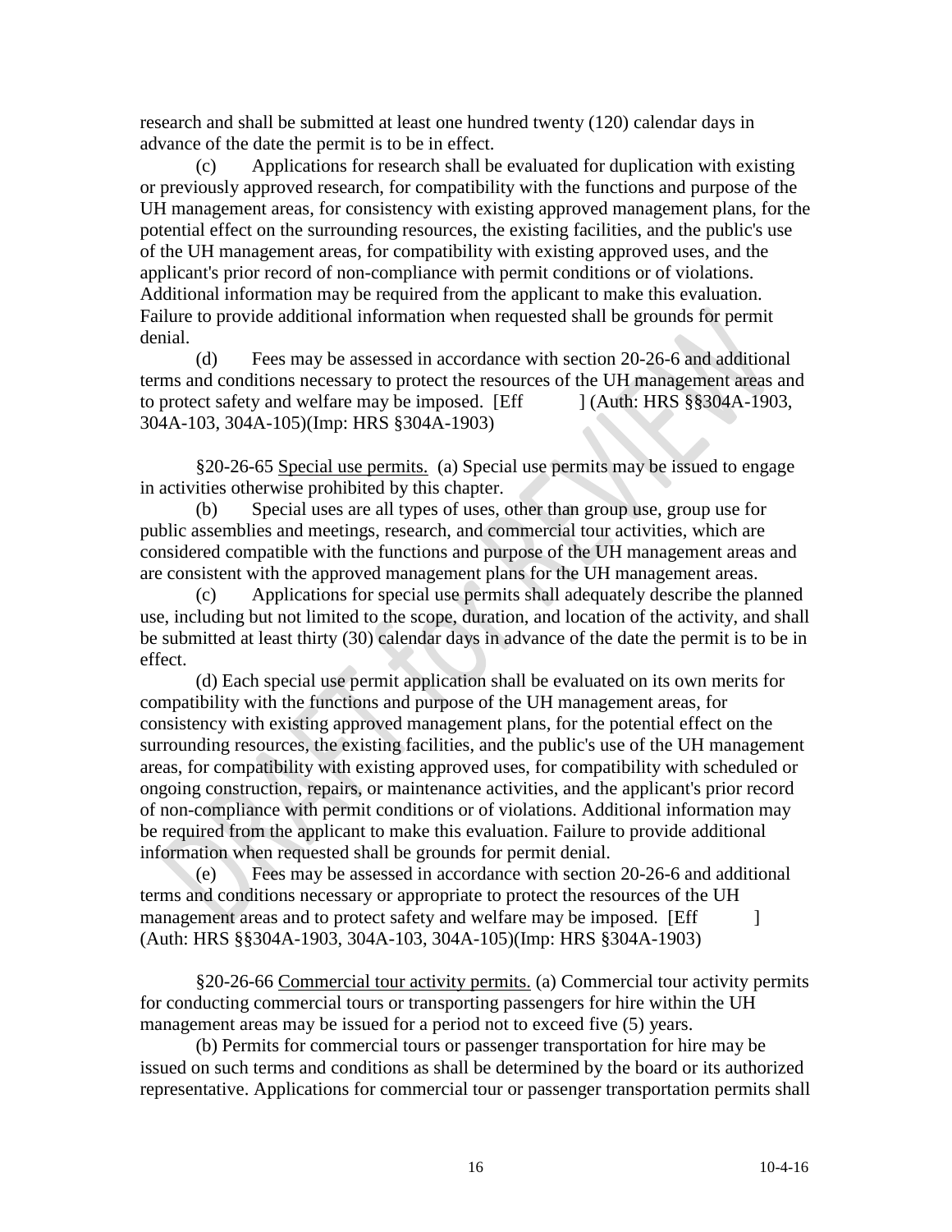research and shall be submitted at least one hundred twenty (120) calendar days in advance of the date the permit is to be in effect.

(c) Applications for research shall be evaluated for duplication with existing or previously approved research, for compatibility with the functions and purpose of the UH management areas, for consistency with existing approved management plans, for the potential effect on the surrounding resources, the existing facilities, and the public's use of the UH management areas, for compatibility with existing approved uses, and the applicant's prior record of non-compliance with permit conditions or of violations. Additional information may be required from the applicant to make this evaluation. Failure to provide additional information when requested shall be grounds for permit denial.

(d) Fees may be assessed in accordance with section 20-26-6 and additional terms and conditions necessary to protect the resources of the UH management areas and to protect safety and welfare may be imposed. [Eff ] (Auth: HRS §§304A-1903, 304A-103, 304A-105)(Imp: HRS §304A-1903)

§20-26-65 Special use permits. (a) Special use permits may be issued to engage in activities otherwise prohibited by this chapter.

(b) Special uses are all types of uses, other than group use, group use for public assemblies and meetings, research, and commercial tour activities, which are considered compatible with the functions and purpose of the UH management areas and are consistent with the approved management plans for the UH management areas.

(c) Applications for special use permits shall adequately describe the planned use, including but not limited to the scope, duration, and location of the activity, and shall be submitted at least thirty (30) calendar days in advance of the date the permit is to be in effect.

(d) Each special use permit application shall be evaluated on its own merits for compatibility with the functions and purpose of the UH management areas, for consistency with existing approved management plans, for the potential effect on the surrounding resources, the existing facilities, and the public's use of the UH management areas, for compatibility with existing approved uses, for compatibility with scheduled or ongoing construction, repairs, or maintenance activities, and the applicant's prior record of non-compliance with permit conditions or of violations. Additional information may be required from the applicant to make this evaluation. Failure to provide additional information when requested shall be grounds for permit denial.

(e) Fees may be assessed in accordance with section 20-26-6 and additional terms and conditions necessary or appropriate to protect the resources of the UH management areas and to protect safety and welfare may be imposed. [Eff ] (Auth: HRS §§304A-1903, 304A-103, 304A-105)(Imp: HRS §304A-1903)

§20-26-66 Commercial tour activity permits. (a) Commercial tour activity permits for conducting commercial tours or transporting passengers for hire within the UH management areas may be issued for a period not to exceed five (5) years.

(b) Permits for commercial tours or passenger transportation for hire may be issued on such terms and conditions as shall be determined by the board or its authorized representative. Applications for commercial tour or passenger transportation permits shall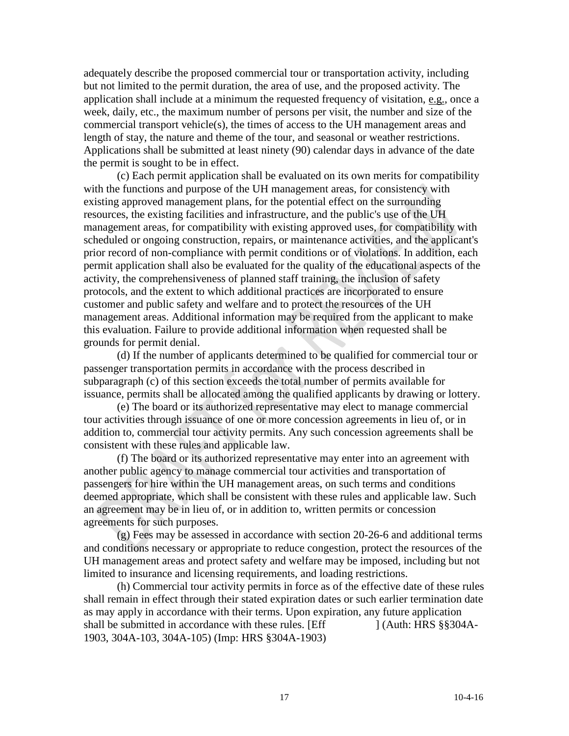adequately describe the proposed commercial tour or transportation activity, including but not limited to the permit duration, the area of use, and the proposed activity. The application shall include at a minimum the requested frequency of visitation, e.g., once a week, daily, etc., the maximum number of persons per visit, the number and size of the commercial transport vehicle(s), the times of access to the UH management areas and length of stay, the nature and theme of the tour, and seasonal or weather restrictions. Applications shall be submitted at least ninety (90) calendar days in advance of the date the permit is sought to be in effect.

(c) Each permit application shall be evaluated on its own merits for compatibility with the functions and purpose of the UH management areas, for consistency with existing approved management plans, for the potential effect on the surrounding resources, the existing facilities and infrastructure, and the public's use of the UH management areas, for compatibility with existing approved uses, for compatibility with scheduled or ongoing construction, repairs, or maintenance activities, and the applicant's prior record of non-compliance with permit conditions or of violations. In addition, each permit application shall also be evaluated for the quality of the educational aspects of the activity, the comprehensiveness of planned staff training, the inclusion of safety protocols, and the extent to which additional practices are incorporated to ensure customer and public safety and welfare and to protect the resources of the UH management areas. Additional information may be required from the applicant to make this evaluation. Failure to provide additional information when requested shall be grounds for permit denial.

(d) If the number of applicants determined to be qualified for commercial tour or passenger transportation permits in accordance with the process described in subparagraph (c) of this section exceeds the total number of permits available for issuance, permits shall be allocated among the qualified applicants by drawing or lottery.

(e) The board or its authorized representative may elect to manage commercial tour activities through issuance of one or more concession agreements in lieu of, or in addition to, commercial tour activity permits. Any such concession agreements shall be consistent with these rules and applicable law.

(f) The board or its authorized representative may enter into an agreement with another public agency to manage commercial tour activities and transportation of passengers for hire within the UH management areas, on such terms and conditions deemed appropriate, which shall be consistent with these rules and applicable law. Such an agreement may be in lieu of, or in addition to, written permits or concession agreements for such purposes.

(g) Fees may be assessed in accordance with section 20-26-6 and additional terms and conditions necessary or appropriate to reduce congestion, protect the resources of the UH management areas and protect safety and welfare may be imposed, including but not limited to insurance and licensing requirements, and loading restrictions.

(h) Commercial tour activity permits in force as of the effective date of these rules shall remain in effect through their stated expiration dates or such earlier termination date as may apply in accordance with their terms. Upon expiration, any future application shall be submitted in accordance with these rules. [Eff ] (Auth: HRS §§304A-1903, 304A-103, 304A-105) (Imp: HRS §304A-1903)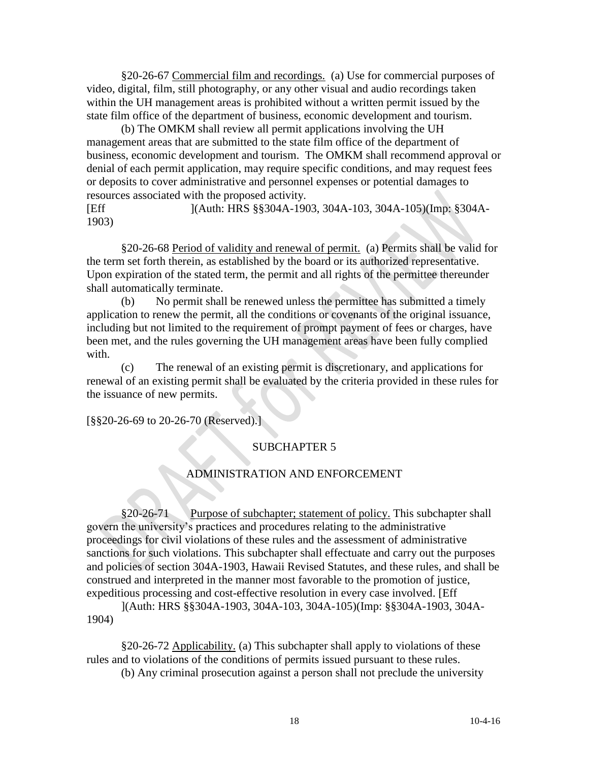§20-26-67 Commercial film and recordings. (a) Use for commercial purposes of video, digital, film, still photography, or any other visual and audio recordings taken within the UH management areas is prohibited without a written permit issued by the state film office of the department of business, economic development and tourism.

(b) The OMKM shall review all permit applications involving the UH management areas that are submitted to the state film office of the department of business, economic development and tourism. The OMKM shall recommend approval or denial of each permit application, may require specific conditions, and may request fees or deposits to cover administrative and personnel expenses or potential damages to resources associated with the proposed activity.
[Eff ](Auth: HRS §§304A-1903, 304A-103, 304A-105)(Imp: §304A-1903)

§20-26-68 Period of validity and renewal of permit. (a) Permits shall be valid for the term set forth therein, as established by the board or its authorized representative. Upon expiration of the stated term, the permit and all rights of the permittee thereunder shall automatically terminate.

(b) No permit shall be renewed unless the permittee has submitted a timely application to renew the permit, all the conditions or covenants of the original issuance, including but not limited to the requirement of prompt payment of fees or charges, have been met, and the rules governing the UH management areas have been fully complied with.

(c) The renewal of an existing permit is discretionary, and applications for renewal of an existing permit shall be evaluated by the criteria provided in these rules for the issuance of new permits.

[§§20-26-69 to 20-26-70 (Reserved).]

## SUBCHAPTER 5

## ADMINISTRATION AND ENFORCEMENT

§20-26-71 Purpose of subchapter; statement of policy. This subchapter shall govern the university's practices and procedures relating to the administrative proceedings for civil violations of these rules and the assessment of administrative sanctions for such violations. This subchapter shall effectuate and carry out the purposes and policies of section 304A-1903, Hawaii Revised Statutes, and these rules, and shall be construed and interpreted in the manner most favorable to the promotion of justice, expeditious processing and cost-effective resolution in every case involved. [Eff ](Auth: HRS §§304A-1903, 304A-103, 304A-105)(Imp: §§304A-1903, 304A-1904)

§20-26-72 Applicability. (a) This subchapter shall apply to violations of these rules and to violations of the conditions of permits issued pursuant to these rules.

(b) Any criminal prosecution against a person shall not preclude the university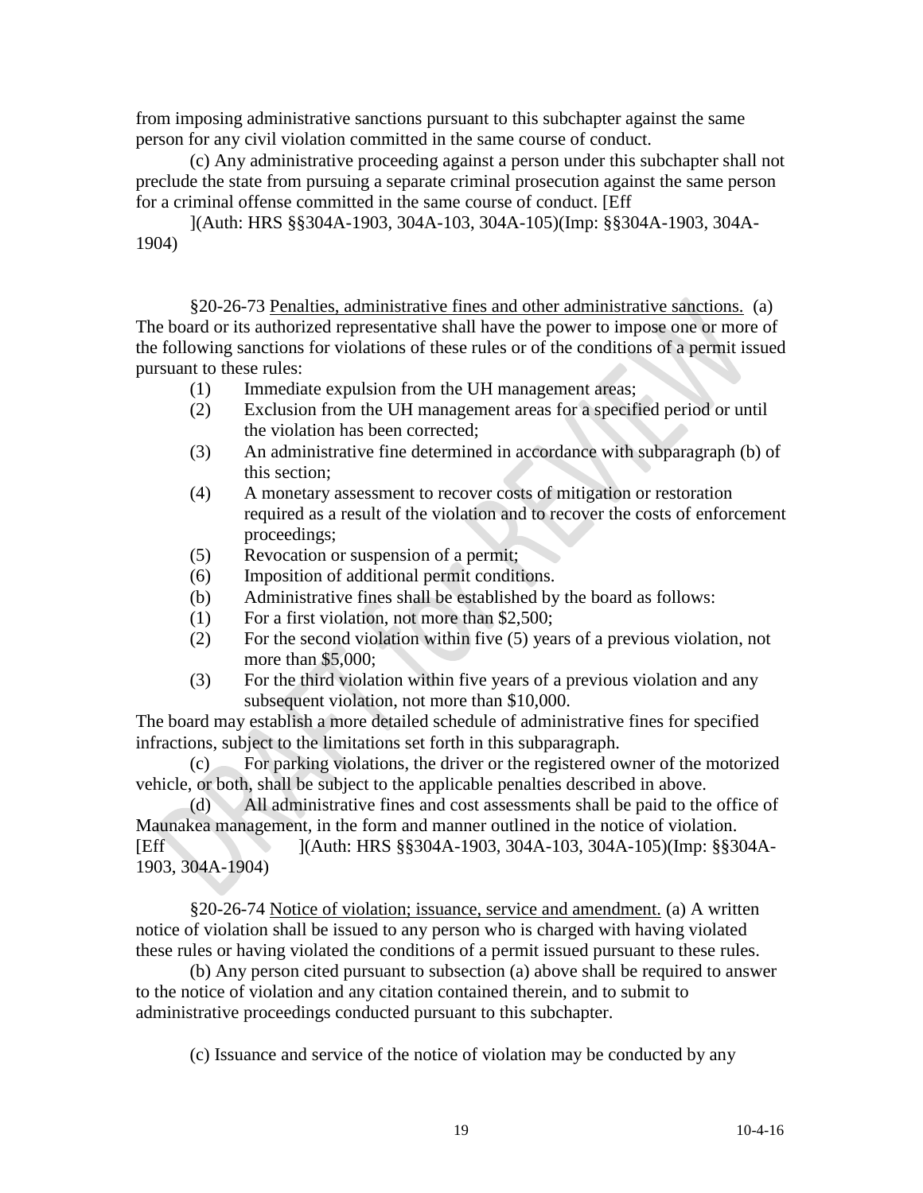from imposing administrative sanctions pursuant to this subchapter against the same person for any civil violation committed in the same course of conduct.

(c) Any administrative proceeding against a person under this subchapter shall not preclude the state from pursuing a separate criminal prosecution against the same person for a criminal offense committed in the same course of conduct. [Eff ](Auth: HRS §§304A-1903, 304A-103, 304A-105)(Imp: §§304A-1903, 304A-1904)

§20-26-73 Penalties, administrative fines and other administrative sanctions. (a) The board or its authorized representative shall have the power to impose one or more of the following sanctions for violations of these rules or of the conditions of a permit issued pursuant to these rules:

(1) Immediate expulsion from the UH management areas;
(2) Exclusion from the UH management areas for a specified period or until the violation has been corrected;
(3) An administrative fine determined in accordance with subparagraph (b) of this section;
(4) A monetary assessment to recover costs of mitigation or restoration required as a result of the violation and to recover the costs of enforcement proceedings;
(5) Revocation or suspension of a permit;
(6) Imposition of additional permit conditions.

(b) Administrative fines shall be established by the board as follows:

(1) For a first violation, not more than $2,500;
(2) For the second violation within five (5) years of a previous violation, not more than $5,000;
(3) For the third violation within five years of a previous violation and any subsequent violation, not more than $10,000.

The board may establish a more detailed schedule of administrative fines for specified infractions, subject to the limitations set forth in this subparagraph.

(c) For parking violations, the driver or the registered owner of the motorized vehicle, or both, shall be subject to the applicable penalties described in above.

(d) All administrative fines and cost assessments shall be paid to the office of Maunakea management, in the form and manner outlined in the notice of violation. [Eff ](Auth: HRS §§304A-1903, 304A-103, 304A-105)(Imp: §§304A-1903, 304A-1904)

§20-26-74 Notice of violation; issuance, service and amendment. (a) A written notice of violation shall be issued to any person who is charged with having violated these rules or having violated the conditions of a permit issued pursuant to these rules.

(b) Any person cited pursuant to subsection (a) above shall be required to answer to the notice of violation and any citation contained therein, and to submit to administrative proceedings conducted pursuant to this subchapter.

(c) Issuance and service of the notice of violation may be conducted by any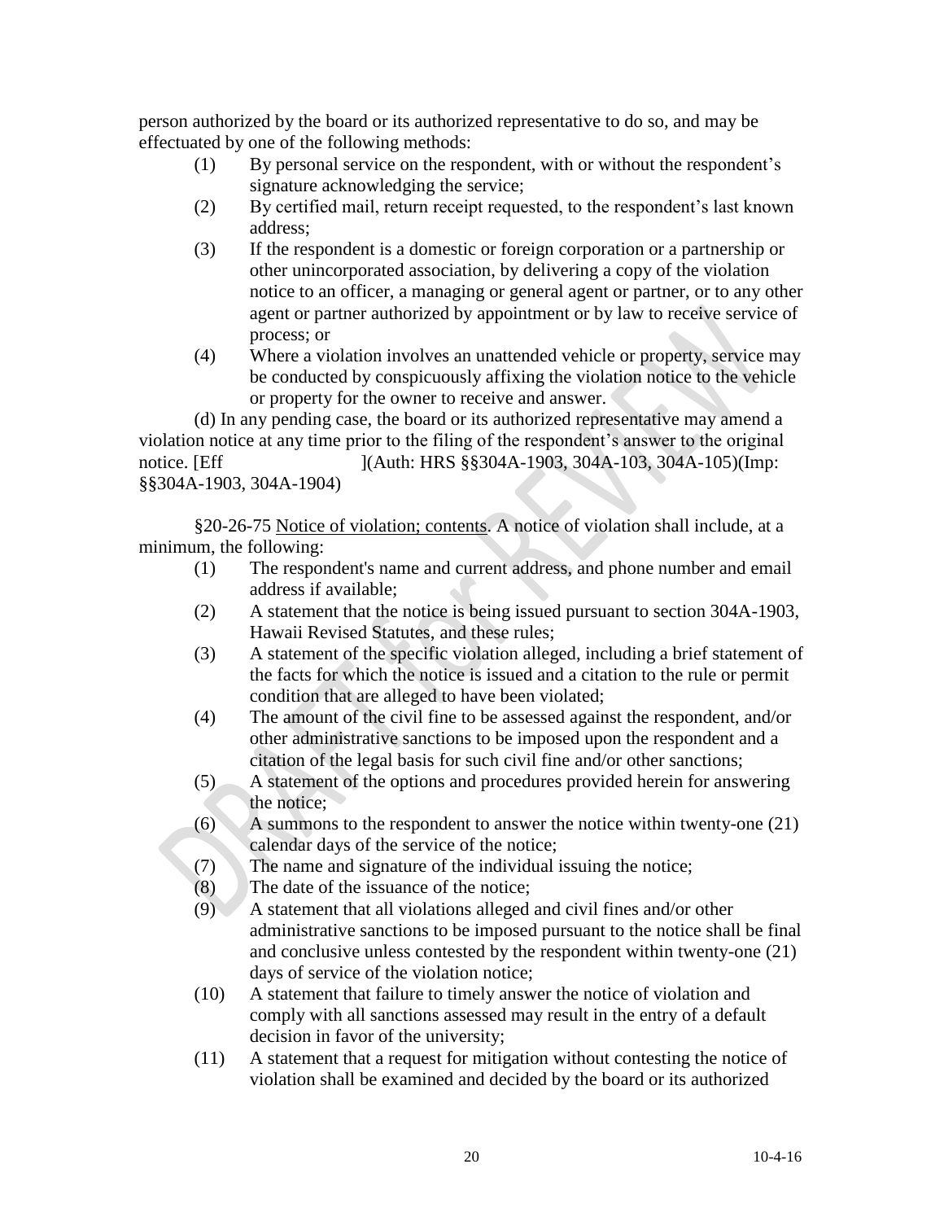person authorized by the board or its authorized representative to do so, and may be effectuated by one of the following methods:

(1) By personal service on the respondent, with or without the respondent's signature acknowledging the service;

(2) By certified mail, return receipt requested, to the respondent's last known address;

(3) If the respondent is a domestic or foreign corporation or a partnership or other unincorporated association, by delivering a copy of the violation notice to an officer, a managing or general agent or partner, or to any other agent or partner authorized by appointment or by law to receive service of process; or

(4) Where a violation involves an unattended vehicle or property, service may be conducted by conspicuously affixing the violation notice to the vehicle or property for the owner to receive and answer.

(d) In any pending case, the board or its authorized representative may amend a violation notice at any time prior to the filing of the respondent's answer to the original notice. [Eff ](Auth: HRS §§304A-1903, 304A-103, 304A-105)(Imp: §§304A-1903, 304A-1904)

§20-26-75 Notice of violation; contents. A notice of violation shall include, at a minimum, the following:

(1) The respondent's name and current address, and phone number and email address if available;

(2) A statement that the notice is being issued pursuant to section 304A-1903, Hawaii Revised Statutes, and these rules;

(3) A statement of the specific violation alleged, including a brief statement of the facts for which the notice is issued and a citation to the rule or permit condition that are alleged to have been violated;

(4) The amount of the civil fine to be assessed against the respondent, and/or other administrative sanctions to be imposed upon the respondent and a citation of the legal basis for such civil fine and/or other sanctions;

(5) A statement of the options and procedures provided herein for answering the notice;

(6) A summons to the respondent to answer the notice within twenty-one (21) calendar days of the service of the notice;

(7) The name and signature of the individual issuing the notice;

(8) The date of the issuance of the notice;

(9) A statement that all violations alleged and civil fines and/or other administrative sanctions to be imposed pursuant to the notice shall be final and conclusive unless contested by the respondent within twenty-one (21) days of service of the violation notice;

(10) A statement that failure to timely answer the notice of violation and comply with all sanctions assessed may result in the entry of a default decision in favor of the university;

(11) A statement that a request for mitigation without contesting the notice of violation shall be examined and decided by the board or its authorized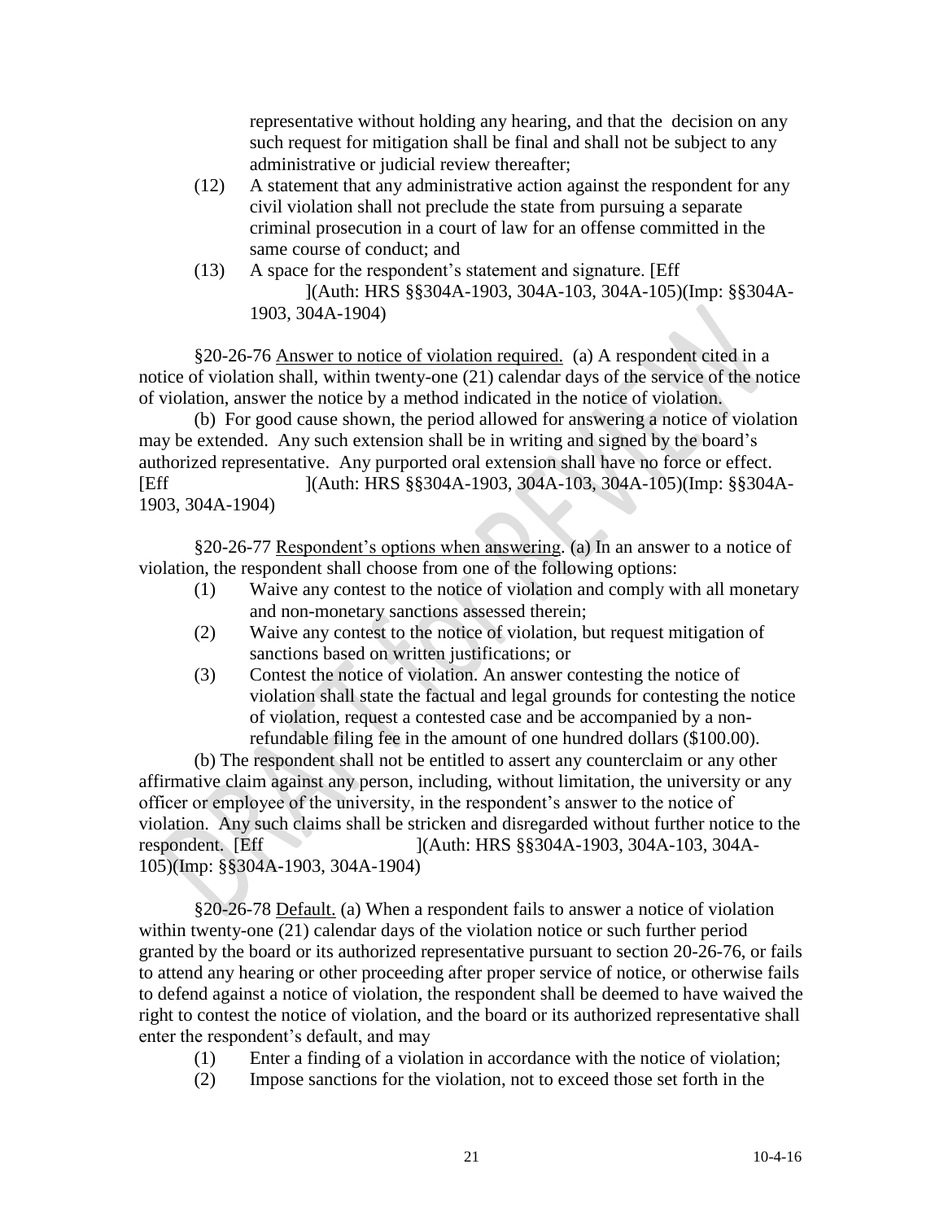representative without holding any hearing, and that the decision on any such request for mitigation shall be final and shall not be subject to any administrative or judicial review thereafter;

(12) A statement that any administrative action against the respondent for any civil violation shall not preclude the state from pursuing a separate criminal prosecution in a court of law for an offense committed in the same course of conduct; and

(13) A space for the respondent's statement and signature. [Eff ](Auth: HRS §§304A-1903, 304A-103, 304A-105)(Imp: §§304A-1903, 304A-1904)

§20-26-76 Answer to notice of violation required. (a) A respondent cited in a notice of violation shall, within twenty-one (21) calendar days of the service of the notice of violation, answer the notice by a method indicated in the notice of violation.

(b) For good cause shown, the period allowed for answering a notice of violation may be extended. Any such extension shall be in writing and signed by the board's authorized representative. Any purported oral extension shall have no force or effect. [Eff ](Auth: HRS §§304A-1903, 304A-103, 304A-105)(Imp: §§304A-1903, 304A-1904)

§20-26-77 Respondent's options when answering. (a) In an answer to a notice of violation, the respondent shall choose from one of the following options:

(1) Waive any contest to the notice of violation and comply with all monetary and non-monetary sanctions assessed therein;

(2) Waive any contest to the notice of violation, but request mitigation of sanctions based on written justifications; or

(3) Contest the notice of violation. An answer contesting the notice of violation shall state the factual and legal grounds for contesting the notice of violation, request a contested case and be accompanied by a non-refundable filing fee in the amount of one hundred dollars ($100.00).

(b) The respondent shall not be entitled to assert any counterclaim or any other affirmative claim against any person, including, without limitation, the university or any officer or employee of the university, in the respondent's answer to the notice of violation. Any such claims shall be stricken and disregarded without further notice to the respondent. [Eff ](Auth: HRS §§304A-1903, 304A-103, 304A-105)(Imp: §§304A-1903, 304A-1904)

§20-26-78 Default. (a) When a respondent fails to answer a notice of violation within twenty-one (21) calendar days of the violation notice or such further period granted by the board or its authorized representative pursuant to section 20-26-76, or fails to attend any hearing or other proceeding after proper service of notice, or otherwise fails to defend against a notice of violation, the respondent shall be deemed to have waived the right to contest the notice of violation, and the board or its authorized representative shall enter the respondent's default, and may

(1) Enter a finding of a violation in accordance with the notice of violation;

(2) Impose sanctions for the violation, not to exceed those set forth in the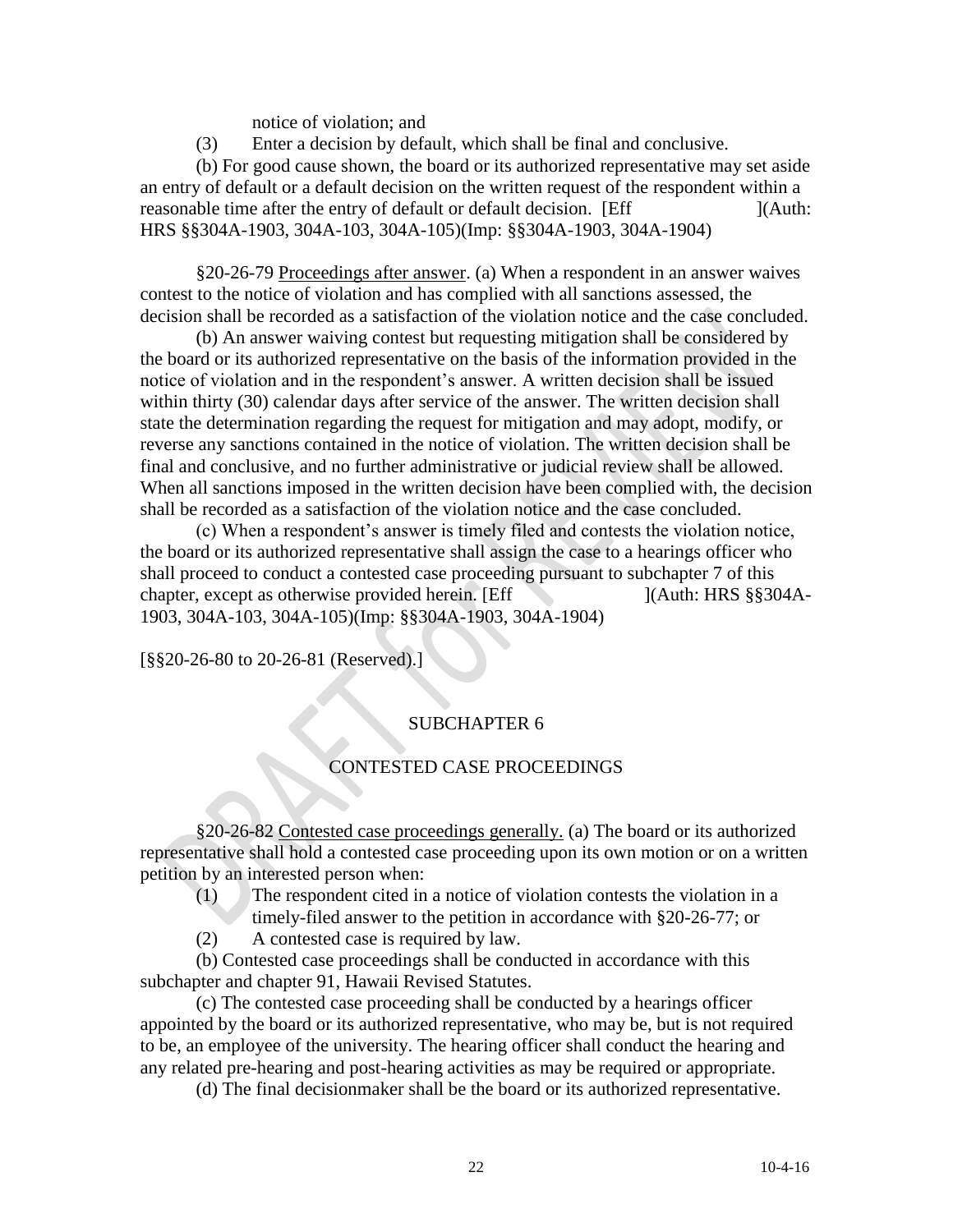notice of violation; and

(3) Enter a decision by default, which shall be final and conclusive.

(b) For good cause shown, the board or its authorized representative may set aside an entry of default or a default decision on the written request of the respondent within a reasonable time after the entry of default or default decision. [Eff ](Auth: HRS §§304A-1903, 304A-103, 304A-105)(Imp: §§304A-1903, 304A-1904)

§20-26-79 Proceedings after answer. (a) When a respondent in an answer waives contest to the notice of violation and has complied with all sanctions assessed, the decision shall be recorded as a satisfaction of the violation notice and the case concluded.

(b) An answer waiving contest but requesting mitigation shall be considered by the board or its authorized representative on the basis of the information provided in the notice of violation and in the respondent's answer. A written decision shall be issued within thirty (30) calendar days after service of the answer. The written decision shall state the determination regarding the request for mitigation and may adopt, modify, or reverse any sanctions contained in the notice of violation. The written decision shall be final and conclusive, and no further administrative or judicial review shall be allowed. When all sanctions imposed in the written decision have been complied with, the decision shall be recorded as a satisfaction of the violation notice and the case concluded.

(c) When a respondent's answer is timely filed and contests the violation notice, the board or its authorized representative shall assign the case to a hearings officer who shall proceed to conduct a contested case proceeding pursuant to subchapter 7 of this chapter, except as otherwise provided herein. [Eff ](Auth: HRS §§304A-1903, 304A-103, 304A-105)(Imp: §§304A-1903, 304A-1904)

[§§20-26-80 to 20-26-81 (Reserved).]

## SUBCHAPTER 6

## CONTESTED CASE PROCEEDINGS

§20-26-82 Contested case proceedings generally. (a) The board or its authorized representative shall hold a contested case proceeding upon its own motion or on a written petition by an interested person when:

(1) The respondent cited in a notice of violation contests the violation in a timely-filed answer to the petition in accordance with §20-26-77; or

(2) A contested case is required by law.

(b) Contested case proceedings shall be conducted in accordance with this subchapter and chapter 91, Hawaii Revised Statutes.

(c) The contested case proceeding shall be conducted by a hearings officer appointed by the board or its authorized representative, who may be, but is not required to be, an employee of the university. The hearing officer shall conduct the hearing and any related pre-hearing and post-hearing activities as may be required or appropriate.

(d) The final decisionmaker shall be the board or its authorized representative.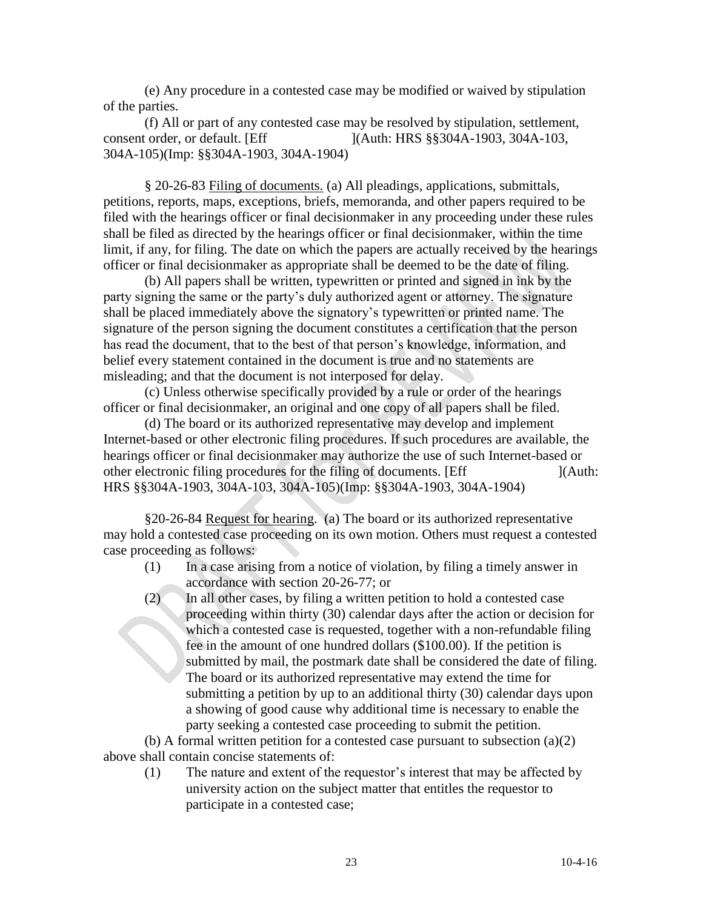(e) Any procedure in a contested case may be modified or waived by stipulation of the parties.

(f) All or part of any contested case may be resolved by stipulation, settlement, consent order, or default. [Eff ](Auth: HRS §§304A-1903, 304A-103, 304A-105)(Imp: §§304A-1903, 304A-1904)

§ 20-26-83 Filing of documents. (a) All pleadings, applications, submittals, petitions, reports, maps, exceptions, briefs, memoranda, and other papers required to be filed with the hearings officer or final decisionmaker in any proceeding under these rules shall be filed as directed by the hearings officer or final decisionmaker, within the time limit, if any, for filing. The date on which the papers are actually received by the hearings officer or final decisionmaker as appropriate shall be deemed to be the date of filing.

(b) All papers shall be written, typewritten or printed and signed in ink by the party signing the same or the party's duly authorized agent or attorney. The signature shall be placed immediately above the signatory's typewritten or printed name. The signature of the person signing the document constitutes a certification that the person has read the document, that to the best of that person's knowledge, information, and belief every statement contained in the document is true and no statements are misleading; and that the document is not interposed for delay.

(c) Unless otherwise specifically provided by a rule or order of the hearings officer or final decisionmaker, an original and one copy of all papers shall be filed.

(d) The board or its authorized representative may develop and implement Internet-based or other electronic filing procedures. If such procedures are available, the hearings officer or final decisionmaker may authorize the use of such Internet-based or other electronic filing procedures for the filing of documents. [Eff ](Auth: HRS §§304A-1903, 304A-103, 304A-105)(Imp: §§304A-1903, 304A-1904)

§20-26-84 Request for hearing. (a) The board or its authorized representative may hold a contested case proceeding on its own motion. Others must request a contested case proceeding as follows:

(1) In a case arising from a notice of violation, by filing a timely answer in accordance with section 20-26-77; or

(2) In all other cases, by filing a written petition to hold a contested case proceeding within thirty (30) calendar days after the action or decision for which a contested case is requested, together with a non-refundable filing fee in the amount of one hundred dollars ($100.00). If the petition is submitted by mail, the postmark date shall be considered the date of filing. The board or its authorized representative may extend the time for submitting a petition by up to an additional thirty (30) calendar days upon a showing of good cause why additional time is necessary to enable the party seeking a contested case proceeding to submit the petition.

(b) A formal written petition for a contested case pursuant to subsection (a)(2) above shall contain concise statements of:

(1) The nature and extent of the requestor's interest that may be affected by university action on the subject matter that entitles the requestor to participate in a contested case;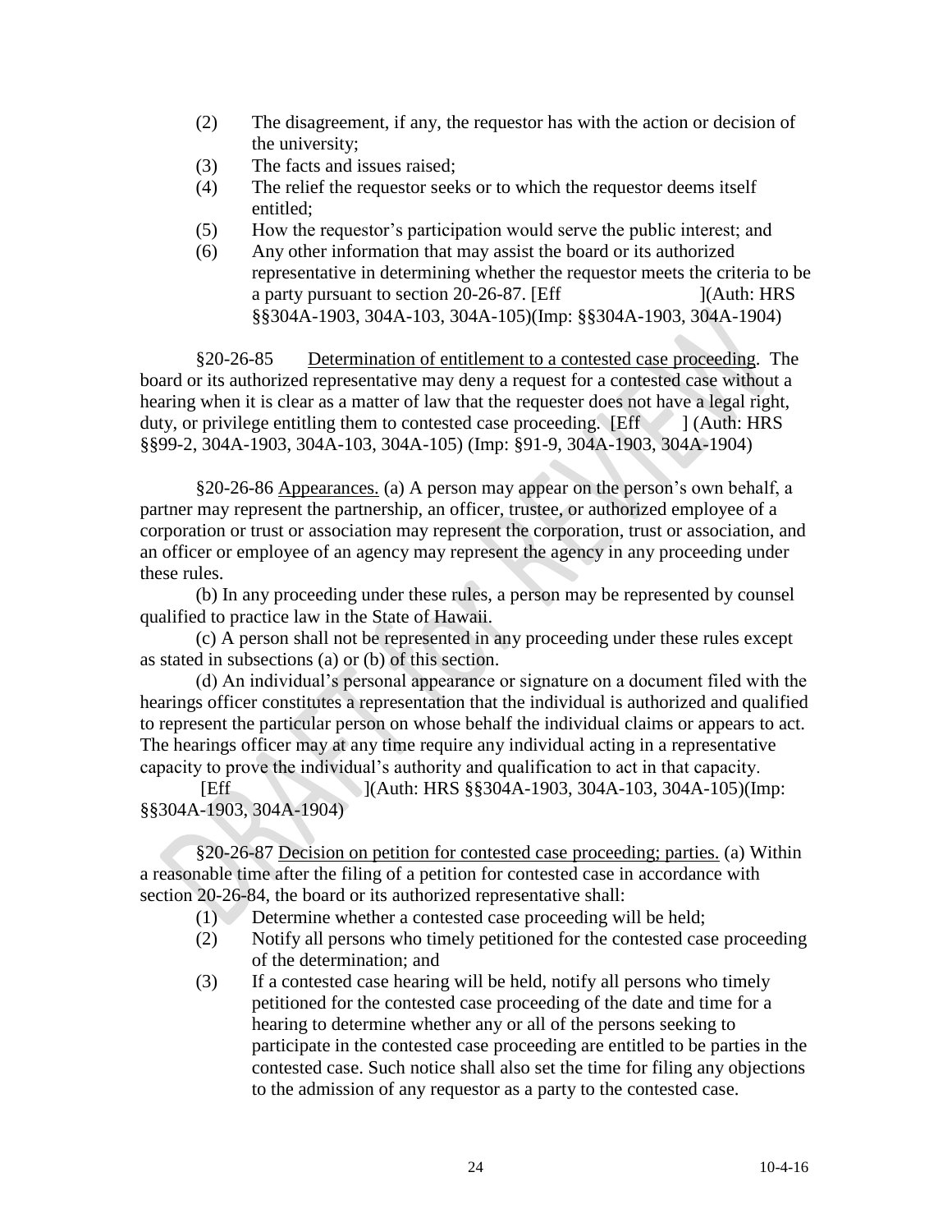(2) The disagreement, if any, the requestor has with the action or decision of the university;

(3) The facts and issues raised;

(4) The relief the requestor seeks or to which the requestor deems itself entitled;

(5) How the requestor's participation would serve the public interest; and

(6) Any other information that may assist the board or its authorized representative in determining whether the requestor meets the criteria to be a party pursuant to section 20-26-87. [Eff ](Auth: HRS §§304A-1903, 304A-103, 304A-105)(Imp: §§304A-1903, 304A-1904)

§20-26-85 Determination of entitlement to a contested case proceeding. The board or its authorized representative may deny a request for a contested case without a hearing when it is clear as a matter of law that the requester does not have a legal right, duty, or privilege entitling them to contested case proceeding. [Eff ] (Auth: HRS §§99-2, 304A-1903, 304A-103, 304A-105) (Imp: §91-9, 304A-1903, 304A-1904)

§20-26-86 Appearances. (a) A person may appear on the person's own behalf, a partner may represent the partnership, an officer, trustee, or authorized employee of a corporation or trust or association may represent the corporation, trust or association, and an officer or employee of an agency may represent the agency in any proceeding under these rules.

(b) In any proceeding under these rules, a person may be represented by counsel qualified to practice law in the State of Hawaii.

(c) A person shall not be represented in any proceeding under these rules except as stated in subsections (a) or (b) of this section.

(d) An individual's personal appearance or signature on a document filed with the hearings officer constitutes a representation that the individual is authorized and qualified to represent the particular person on whose behalf the individual claims or appears to act. The hearings officer may at any time require any individual acting in a representative capacity to prove the individual's authority and qualification to act in that capacity.

[Eff ](Auth: HRS §§304A-1903, 304A-103, 304A-105)(Imp: §§304A-1903, 304A-1904)

§20-26-87 Decision on petition for contested case proceeding; parties. (a) Within a reasonable time after the filing of a petition for contested case in accordance with section 20-26-84, the board or its authorized representative shall:

(1) Determine whether a contested case proceeding will be held;

(2) Notify all persons who timely petitioned for the contested case proceeding of the determination; and

(3) If a contested case hearing will be held, notify all persons who timely petitioned for the contested case proceeding of the date and time for a hearing to determine whether any or all of the persons seeking to participate in the contested case proceeding are entitled to be parties in the contested case. Such notice shall also set the time for filing any objections to the admission of any requestor as a party to the contested case.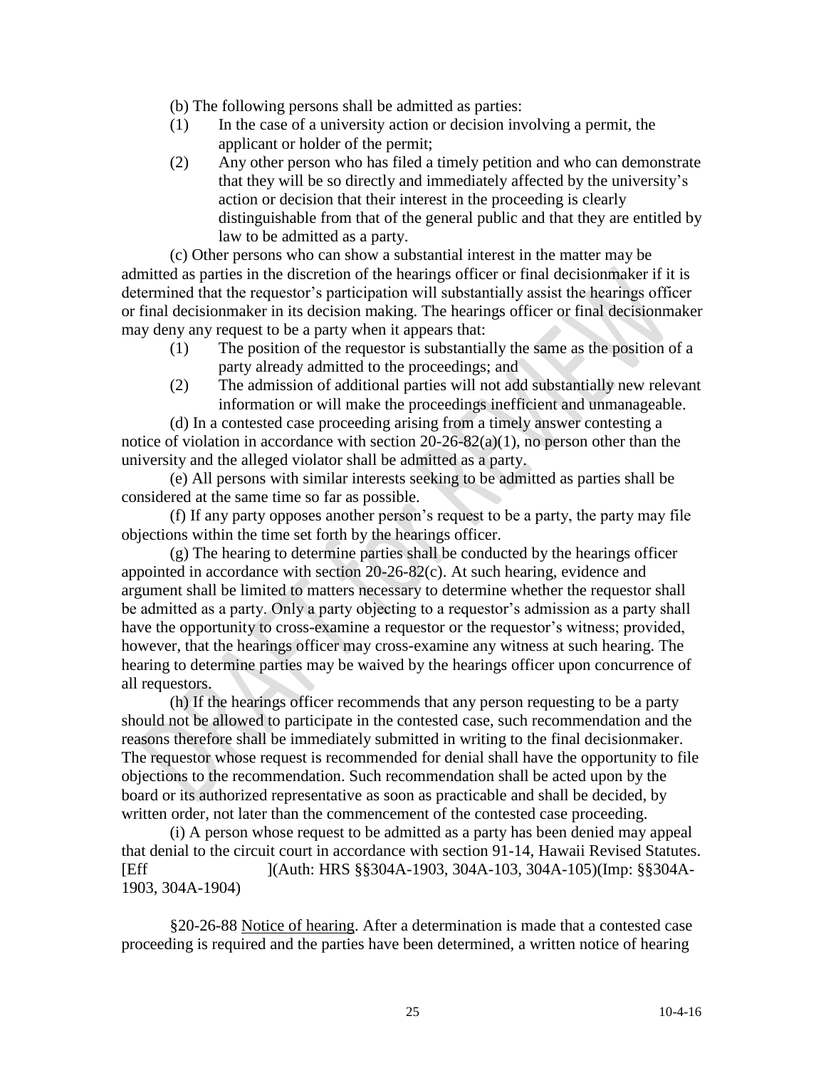(b) The following persons shall be admitted as parties:

(1) In the case of a university action or decision involving a permit, the applicant or holder of the permit;

(2) Any other person who has filed a timely petition and who can demonstrate that they will be so directly and immediately affected by the university's action or decision that their interest in the proceeding is clearly distinguishable from that of the general public and that they are entitled by law to be admitted as a party.

(c) Other persons who can show a substantial interest in the matter may be admitted as parties in the discretion of the hearings officer or final decisionmaker if it is determined that the requestor's participation will substantially assist the hearings officer or final decisionmaker in its decision making. The hearings officer or final decisionmaker may deny any request to be a party when it appears that:

(1) The position of the requestor is substantially the same as the position of a party already admitted to the proceedings; and

(2) The admission of additional parties will not add substantially new relevant information or will make the proceedings inefficient and unmanageable.

(d) In a contested case proceeding arising from a timely answer contesting a notice of violation in accordance with section 20-26-82(a)(1), no person other than the university and the alleged violator shall be admitted as a party.

(e) All persons with similar interests seeking to be admitted as parties shall be considered at the same time so far as possible.

(f) If any party opposes another person's request to be a party, the party may file objections within the time set forth by the hearings officer.

(g) The hearing to determine parties shall be conducted by the hearings officer appointed in accordance with section 20-26-82(c). At such hearing, evidence and argument shall be limited to matters necessary to determine whether the requestor shall be admitted as a party. Only a party objecting to a requestor's admission as a party shall have the opportunity to cross-examine a requestor or the requestor's witness; provided, however, that the hearings officer may cross-examine any witness at such hearing. The hearing to determine parties may be waived by the hearings officer upon concurrence of all requestors.

(h) If the hearings officer recommends that any person requesting to be a party should not be allowed to participate in the contested case, such recommendation and the reasons therefore shall be immediately submitted in writing to the final decisionmaker. The requestor whose request is recommended for denial shall have the opportunity to file objections to the recommendation. Such recommendation shall be acted upon by the board or its authorized representative as soon as practicable and shall be decided, by written order, not later than the commencement of the contested case proceeding.

(i) A person whose request to be admitted as a party has been denied may appeal that denial to the circuit court in accordance with section 91-14, Hawaii Revised Statutes. [Eff ](Auth: HRS §§304A-1903, 304A-103, 304A-105)(Imp: §§304A-1903, 304A-1904)

§20-26-88 Notice of hearing. After a determination is made that a contested case proceeding is required and the parties have been determined, a written notice of hearing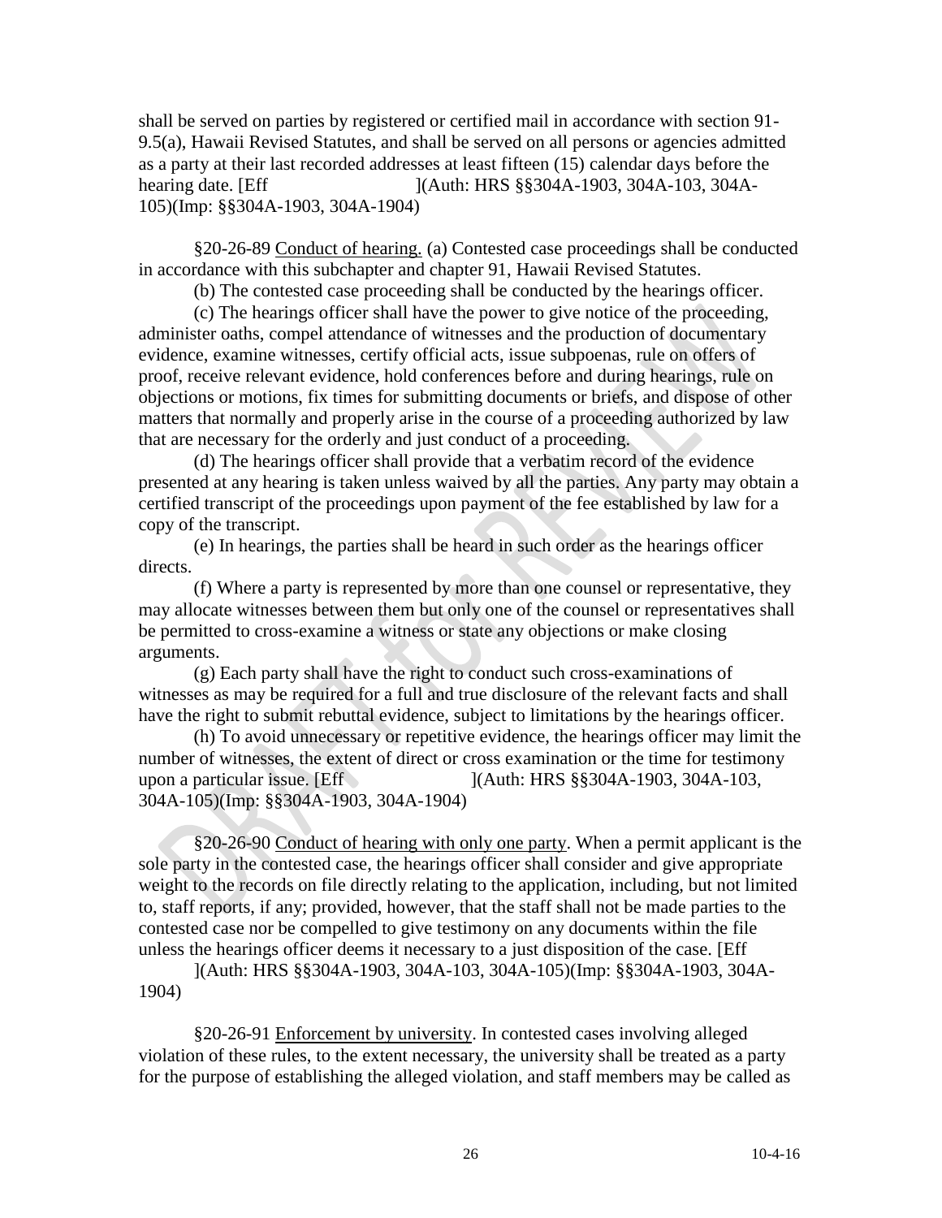shall be served on parties by registered or certified mail in accordance with section 91-9.5(a), Hawaii Revised Statutes, and shall be served on all persons or agencies admitted as a party at their last recorded addresses at least fifteen (15) calendar days before the hearing date. [Eff ](Auth: HRS §§304A-1903, 304A-103, 304A-105)(Imp: §§304A-1903, 304A-1904)

§20-26-89 Conduct of hearing. (a) Contested case proceedings shall be conducted in accordance with this subchapter and chapter 91, Hawaii Revised Statutes.

(b) The contested case proceeding shall be conducted by the hearings officer.

(c) The hearings officer shall have the power to give notice of the proceeding, administer oaths, compel attendance of witnesses and the production of documentary evidence, examine witnesses, certify official acts, issue subpoenas, rule on offers of proof, receive relevant evidence, hold conferences before and during hearings, rule on objections or motions, fix times for submitting documents or briefs, and dispose of other matters that normally and properly arise in the course of a proceeding authorized by law that are necessary for the orderly and just conduct of a proceeding.

(d) The hearings officer shall provide that a verbatim record of the evidence presented at any hearing is taken unless waived by all the parties. Any party may obtain a certified transcript of the proceedings upon payment of the fee established by law for a copy of the transcript.

(e) In hearings, the parties shall be heard in such order as the hearings officer directs.

(f) Where a party is represented by more than one counsel or representative, they may allocate witnesses between them but only one of the counsel or representatives shall be permitted to cross-examine a witness or state any objections or make closing arguments.

(g) Each party shall have the right to conduct such cross-examinations of witnesses as may be required for a full and true disclosure of the relevant facts and shall have the right to submit rebuttal evidence, subject to limitations by the hearings officer.

(h) To avoid unnecessary or repetitive evidence, the hearings officer may limit the number of witnesses, the extent of direct or cross examination or the time for testimony upon a particular issue. [Eff ](Auth: HRS §§304A-1903, 304A-103, 304A-105)(Imp: §§304A-1903, 304A-1904)

§20-26-90 Conduct of hearing with only one party. When a permit applicant is the sole party in the contested case, the hearings officer shall consider and give appropriate weight to the records on file directly relating to the application, including, but not limited to, staff reports, if any; provided, however, that the staff shall not be made parties to the contested case nor be compelled to give testimony on any documents within the file unless the hearings officer deems it necessary to a just disposition of the case. [Eff ](Auth: HRS §§304A-1903, 304A-103, 304A-105)(Imp: §§304A-1903, 304A-1904)

§20-26-91 Enforcement by university. In contested cases involving alleged violation of these rules, to the extent necessary, the university shall be treated as a party for the purpose of establishing the alleged violation, and staff members may be called as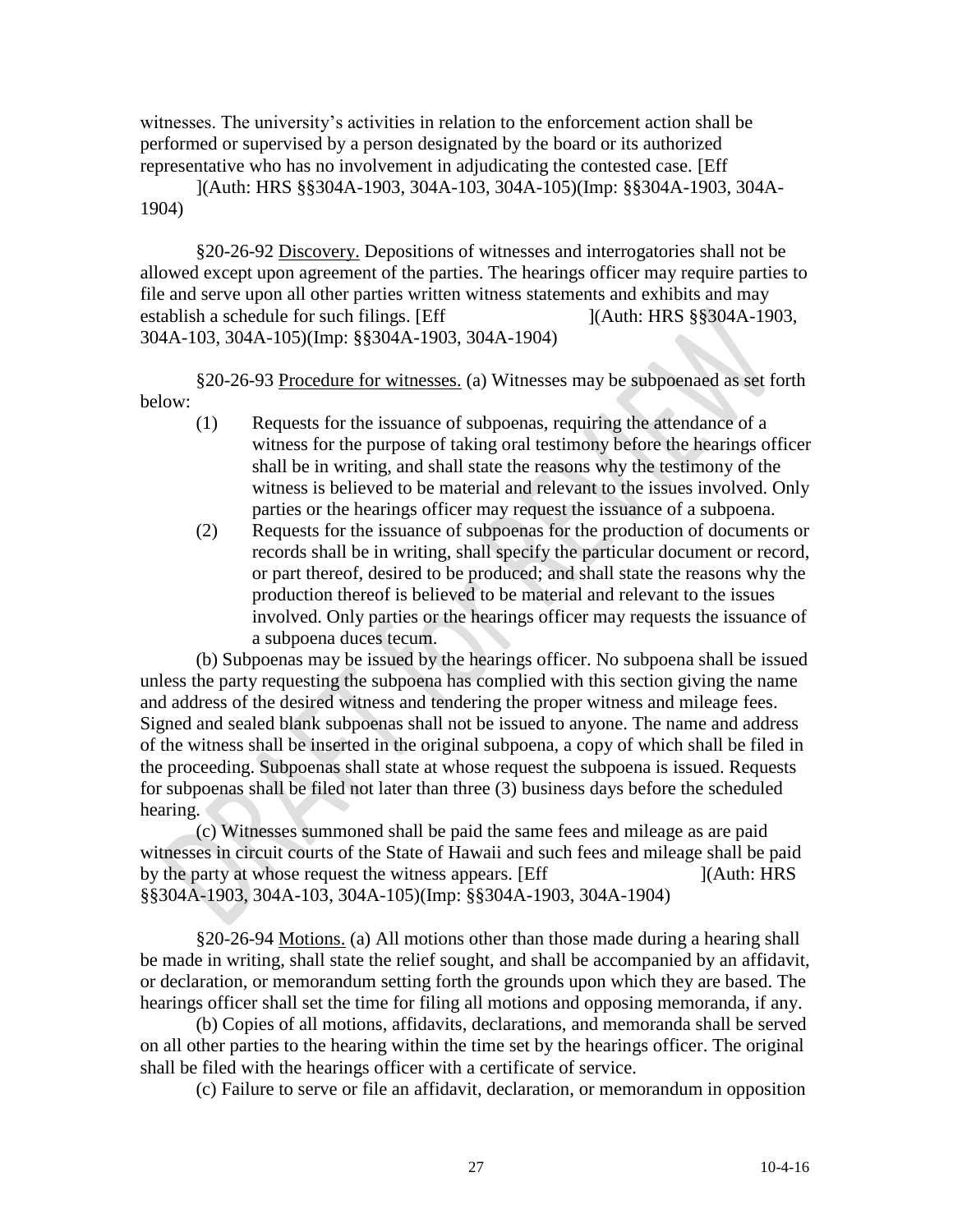witnesses. The university's activities in relation to the enforcement action shall be performed or supervised by a person designated by the board or its authorized representative who has no involvement in adjudicating the contested case. [Eff ](Auth: HRS §§304A-1903, 304A-103, 304A-105)(Imp: §§304A-1903, 304A-1904)

§20-26-92 Discovery. Depositions of witnesses and interrogatories shall not be allowed except upon agreement of the parties. The hearings officer may require parties to file and serve upon all other parties written witness statements and exhibits and may establish a schedule for such filings. [Eff ](Auth: HRS §§304A-1903, 304A-103, 304A-105)(Imp: §§304A-1903, 304A-1904)

§20-26-93 Procedure for witnesses. (a) Witnesses may be subpoenaed as set forth below:

(1) Requests for the issuance of subpoenas, requiring the attendance of a witness for the purpose of taking oral testimony before the hearings officer shall be in writing, and shall state the reasons why the testimony of the witness is believed to be material and relevant to the issues involved. Only parties or the hearings officer may request the issuance of a subpoena.

(2) Requests for the issuance of subpoenas for the production of documents or records shall be in writing, shall specify the particular document or record, or part thereof, desired to be produced; and shall state the reasons why the production thereof is believed to be material and relevant to the issues involved. Only parties or the hearings officer may requests the issuance of a subpoena duces tecum.

(b) Subpoenas may be issued by the hearings officer. No subpoena shall be issued unless the party requesting the subpoena has complied with this section giving the name and address of the desired witness and tendering the proper witness and mileage fees. Signed and sealed blank subpoenas shall not be issued to anyone. The name and address of the witness shall be inserted in the original subpoena, a copy of which shall be filed in the proceeding. Subpoenas shall state at whose request the subpoena is issued. Requests for subpoenas shall be filed not later than three (3) business days before the scheduled hearing.

(c) Witnesses summoned shall be paid the same fees and mileage as are paid witnesses in circuit courts of the State of Hawaii and such fees and mileage shall be paid by the party at whose request the witness appears. [Eff ](Auth: HRS §§304A-1903, 304A-103, 304A-105)(Imp: §§304A-1903, 304A-1904)

§20-26-94 Motions. (a) All motions other than those made during a hearing shall be made in writing, shall state the relief sought, and shall be accompanied by an affidavit, or declaration, or memorandum setting forth the grounds upon which they are based. The hearings officer shall set the time for filing all motions and opposing memoranda, if any.

(b) Copies of all motions, affidavits, declarations, and memoranda shall be served on all other parties to the hearing within the time set by the hearings officer. The original shall be filed with the hearings officer with a certificate of service.

(c) Failure to serve or file an affidavit, declaration, or memorandum in opposition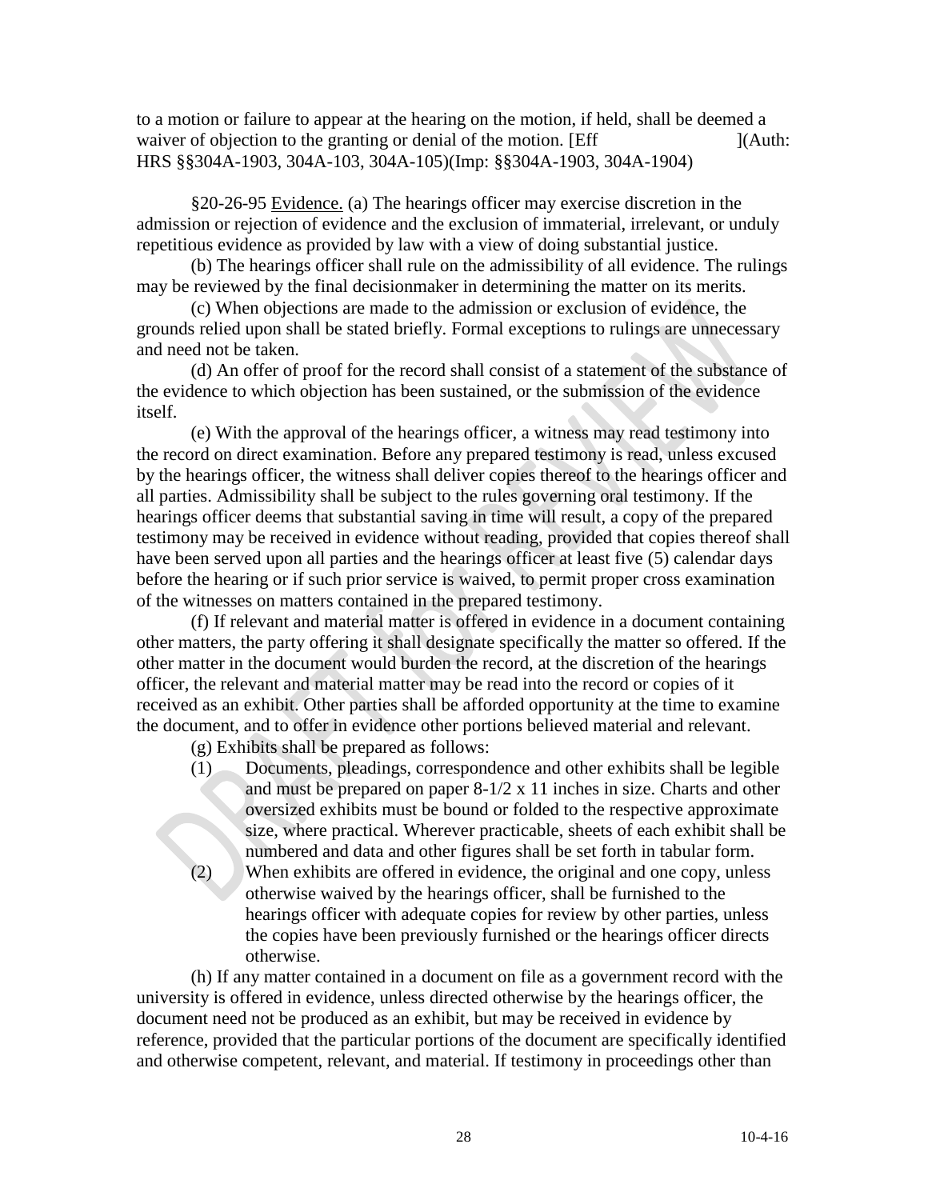to a motion or failure to appear at the hearing on the motion, if held, shall be deemed a waiver of objection to the granting or denial of the motion. [Eff ](Auth: HRS §§304A-1903, 304A-103, 304A-105)(Imp: §§304A-1903, 304A-1904)

§20-26-95 Evidence. (a) The hearings officer may exercise discretion in the admission or rejection of evidence and the exclusion of immaterial, irrelevant, or unduly repetitious evidence as provided by law with a view of doing substantial justice.

(b) The hearings officer shall rule on the admissibility of all evidence. The rulings may be reviewed by the final decisionmaker in determining the matter on its merits.

(c) When objections are made to the admission or exclusion of evidence, the grounds relied upon shall be stated briefly. Formal exceptions to rulings are unnecessary and need not be taken.

(d) An offer of proof for the record shall consist of a statement of the substance of the evidence to which objection has been sustained, or the submission of the evidence itself.

(e) With the approval of the hearings officer, a witness may read testimony into the record on direct examination. Before any prepared testimony is read, unless excused by the hearings officer, the witness shall deliver copies thereof to the hearings officer and all parties. Admissibility shall be subject to the rules governing oral testimony. If the hearings officer deems that substantial saving in time will result, a copy of the prepared testimony may be received in evidence without reading, provided that copies thereof shall have been served upon all parties and the hearings officer at least five (5) calendar days before the hearing or if such prior service is waived, to permit proper cross examination of the witnesses on matters contained in the prepared testimony.

(f) If relevant and material matter is offered in evidence in a document containing other matters, the party offering it shall designate specifically the matter so offered. If the other matter in the document would burden the record, at the discretion of the hearings officer, the relevant and material matter may be read into the record or copies of it received as an exhibit. Other parties shall be afforded opportunity at the time to examine the document, and to offer in evidence other portions believed material and relevant.

(g) Exhibits shall be prepared as follows:

(1) Documents, pleadings, correspondence and other exhibits shall be legible and must be prepared on paper 8-1/2 x 11 inches in size. Charts and other oversized exhibits must be bound or folded to the respective approximate size, where practical. Wherever practicable, sheets of each exhibit shall be numbered and data and other figures shall be set forth in tabular form.

(2) When exhibits are offered in evidence, the original and one copy, unless otherwise waived by the hearings officer, shall be furnished to the hearings officer with adequate copies for review by other parties, unless the copies have been previously furnished or the hearings officer directs otherwise.

(h) If any matter contained in a document on file as a government record with the university is offered in evidence, unless directed otherwise by the hearings officer, the document need not be produced as an exhibit, but may be received in evidence by reference, provided that the particular portions of the document are specifically identified and otherwise competent, relevant, and material. If testimony in proceedings other than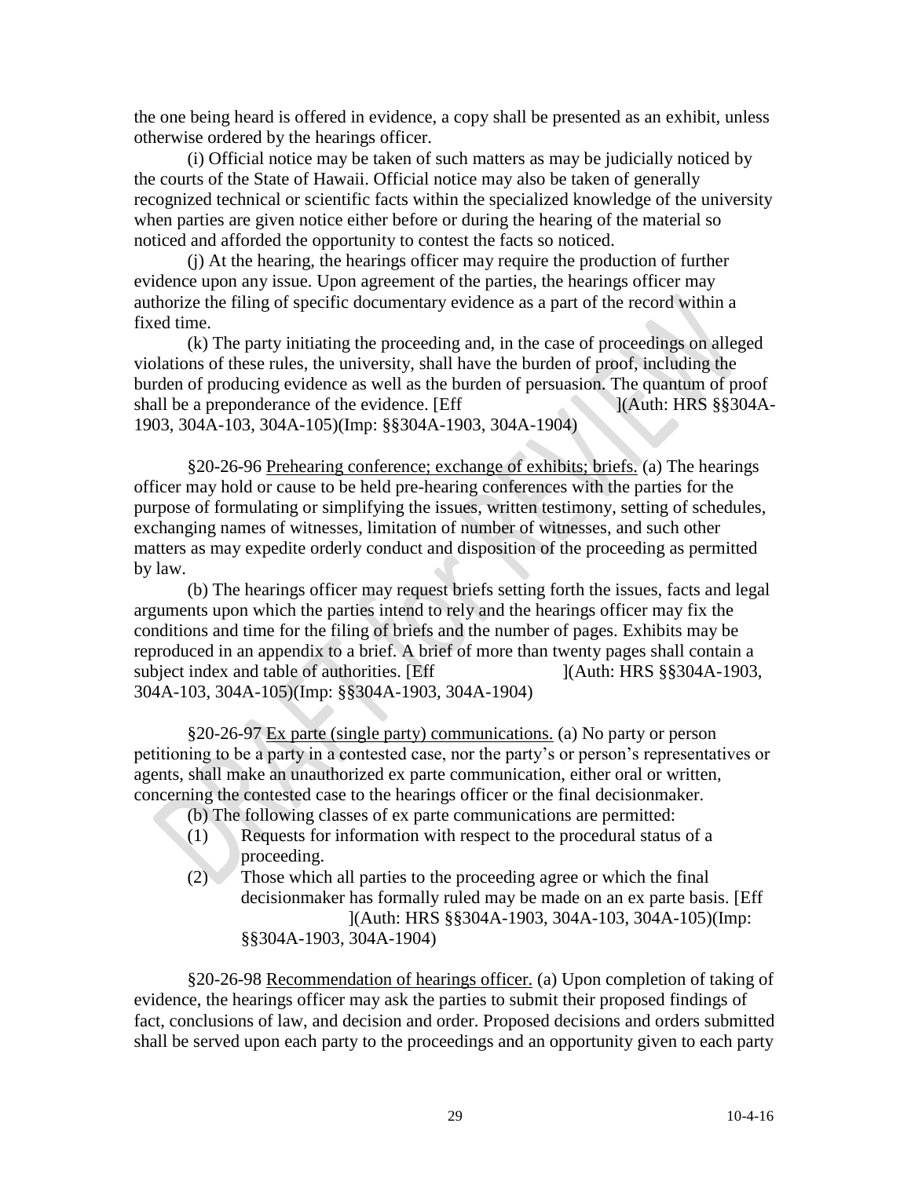the one being heard is offered in evidence, a copy shall be presented as an exhibit, unless otherwise ordered by the hearings officer.

(i) Official notice may be taken of such matters as may be judicially noticed by the courts of the State of Hawaii. Official notice may also be taken of generally recognized technical or scientific facts within the specialized knowledge of the university when parties are given notice either before or during the hearing of the material so noticed and afforded the opportunity to contest the facts so noticed.

(j) At the hearing, the hearings officer may require the production of further evidence upon any issue. Upon agreement of the parties, the hearings officer may authorize the filing of specific documentary evidence as a part of the record within a fixed time.

(k) The party initiating the proceeding and, in the case of proceedings on alleged violations of these rules, the university, shall have the burden of proof, including the burden of producing evidence as well as the burden of persuasion. The quantum of proof shall be a preponderance of the evidence. [Eff ](Auth: HRS §§304A-1903, 304A-103, 304A-105)(Imp: §§304A-1903, 304A-1904)

§20-26-96 Prehearing conference; exchange of exhibits; briefs. (a) The hearings officer may hold or cause to be held pre-hearing conferences with the parties for the purpose of formulating or simplifying the issues, written testimony, setting of schedules, exchanging names of witnesses, limitation of number of witnesses, and such other matters as may expedite orderly conduct and disposition of the proceeding as permitted by law.

(b) The hearings officer may request briefs setting forth the issues, facts and legal arguments upon which the parties intend to rely and the hearings officer may fix the conditions and time for the filing of briefs and the number of pages. Exhibits may be reproduced in an appendix to a brief. A brief of more than twenty pages shall contain a subject index and table of authorities. [Eff ](Auth: HRS §§304A-1903, 304A-103, 304A-105)(Imp: §§304A-1903, 304A-1904)

§20-26-97 Ex parte (single party) communications. (a) No party or person petitioning to be a party in a contested case, nor the party's or person's representatives or agents, shall make an unauthorized ex parte communication, either oral or written, concerning the contested case to the hearings officer or the final decisionmaker.

(b) The following classes of ex parte communications are permitted:

(1) Requests for information with respect to the procedural status of a proceeding.

(2) Those which all parties to the proceeding agree or which the final decisionmaker has formally ruled may be made on an ex parte basis. [Eff ](Auth: HRS §§304A-1903, 304A-103, 304A-105)(Imp: §§304A-1903, 304A-1904)

§20-26-98 Recommendation of hearings officer. (a) Upon completion of taking of evidence, the hearings officer may ask the parties to submit their proposed findings of fact, conclusions of law, and decision and order. Proposed decisions and orders submitted shall be served upon each party to the proceedings and an opportunity given to each party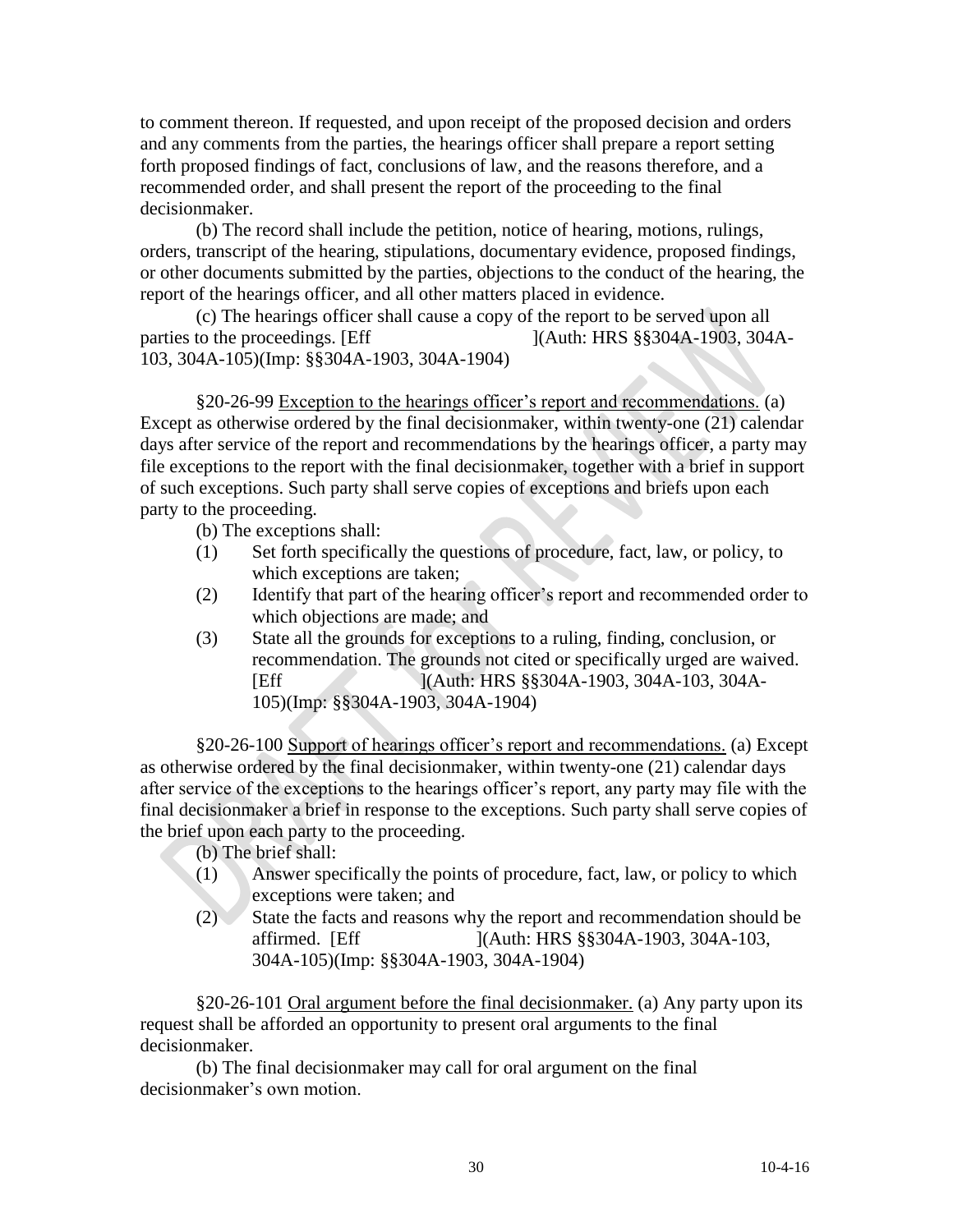to comment thereon. If requested, and upon receipt of the proposed decision and orders and any comments from the parties, the hearings officer shall prepare a report setting forth proposed findings of fact, conclusions of law, and the reasons therefore, and a recommended order, and shall present the report of the proceeding to the final decisionmaker.

(b) The record shall include the petition, notice of hearing, motions, rulings, orders, transcript of the hearing, stipulations, documentary evidence, proposed findings, or other documents submitted by the parties, objections to the conduct of the hearing, the report of the hearings officer, and all other matters placed in evidence.

(c) The hearings officer shall cause a copy of the report to be served upon all parties to the proceedings. [Eff ](Auth: HRS §§304A-1903, 304A-103, 304A-105)(Imp: §§304A-1903, 304A-1904)

§20-26-99 <u>Exception to the hearings officer's report and recommendations.</u> (a) Except as otherwise ordered by the final decisionmaker, within twenty-one (21) calendar days after service of the report and recommendations by the hearings officer, a party may file exceptions to the report with the final decisionmaker, together with a brief in support of such exceptions. Such party shall serve copies of exceptions and briefs upon each party to the proceeding.

(b) The exceptions shall:

(1) Set forth specifically the questions of procedure, fact, law, or policy, to which exceptions are taken;
(2) Identify that part of the hearing officer's report and recommended order to which objections are made; and
(3) State all the grounds for exceptions to a ruling, finding, conclusion, or recommendation. The grounds not cited or specifically urged are waived. [Eff ](Auth: HRS §§304A-1903, 304A-103, 304A-105)(Imp: §§304A-1903, 304A-1904)

§20-26-100 <u>Support of hearings officer's report and recommendations.</u> (a) Except as otherwise ordered by the final decisionmaker, within twenty-one (21) calendar days after service of the exceptions to the hearings officer's report, any party may file with the final decisionmaker a brief in response to the exceptions. Such party shall serve copies of the brief upon each party to the proceeding.

(b) The brief shall:

(1) Answer specifically the points of procedure, fact, law, or policy to which exceptions were taken; and
(2) State the facts and reasons why the report and recommendation should be affirmed. [Eff ](Auth: HRS §§304A-1903, 304A-103, 304A-105)(Imp: §§304A-1903, 304A-1904)

§20-26-101 <u>Oral argument before the final decisionmaker.</u> (a) Any party upon its request shall be afforded an opportunity to present oral arguments to the final decisionmaker.

(b) The final decisionmaker may call for oral argument on the final decisionmaker's own motion.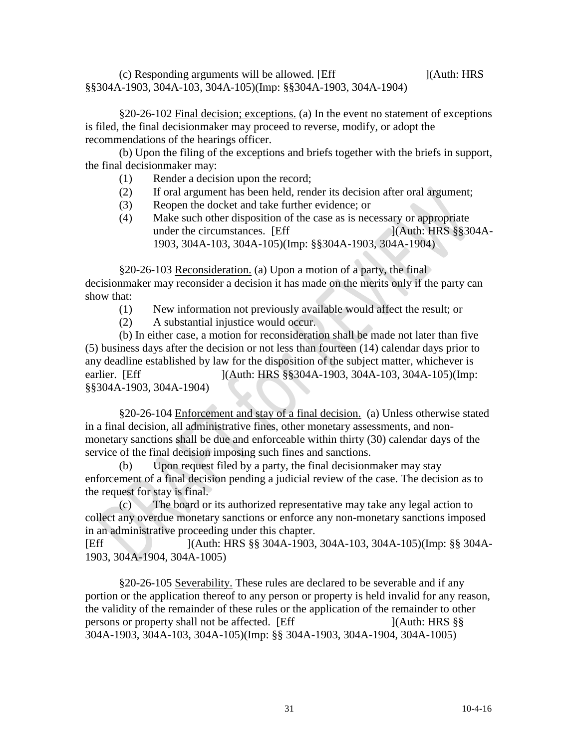(c) Responding arguments will be allowed. [Eff ](Auth: HRS §§304A-1903, 304A-103, 304A-105)(Imp: §§304A-1903, 304A-1904)

§20-26-102 <u>Final decision; exceptions.</u> (a) In the event no statement of exceptions is filed, the final decisionmaker may proceed to reverse, modify, or adopt the recommendations of the hearings officer.

(b) Upon the filing of the exceptions and briefs together with the briefs in support, the final decisionmaker may:

(1) Render a decision upon the record;
(2) If oral argument has been held, render its decision after oral argument;
(3) Reopen the docket and take further evidence; or
(4) Make such other disposition of the case as is necessary or appropriate under the circumstances. [Eff ](Auth: HRS §§304A-1903, 304A-103, 304A-105)(Imp: §§304A-1903, 304A-1904)

§20-26-103 <u>Reconsideration.</u> (a) Upon a motion of a party, the final decisionmaker may reconsider a decision it has made on the merits only if the party can show that:

(1) New information not previously available would affect the result; or
(2) A substantial injustice would occur.

(b) In either case, a motion for reconsideration shall be made not later than five (5) business days after the decision or not less than fourteen (14) calendar days prior to any deadline established by law for the disposition of the subject matter, whichever is earlier. [Eff ](Auth: HRS §§304A-1903, 304A-103, 304A-105)(Imp: §§304A-1903, 304A-1904)

§20-26-104 <u>Enforcement and stay of a final decision.</u> (a) Unless otherwise stated in a final decision, all administrative fines, other monetary assessments, and non-monetary sanctions shall be due and enforceable within thirty (30) calendar days of the service of the final decision imposing such fines and sanctions.

(b) Upon request filed by a party, the final decisionmaker may stay enforcement of a final decision pending a judicial review of the case. The decision as to the request for stay is final.

(c) The board or its authorized representative may take any legal action to collect any overdue monetary sanctions or enforce any non-monetary sanctions imposed in an administrative proceeding under this chapter.
[Eff ](Auth: HRS §§ 304A-1903, 304A-103, 304A-105)(Imp: §§ 304A-1903, 304A-1904, 304A-1005)

§20-26-105 <u>Severability.</u> These rules are declared to be severable and if any portion or the application thereof to any person or property is held invalid for any reason, the validity of the remainder of these rules or the application of the remainder to other persons or property shall not be affected. [Eff ](Auth: HRS §§ 304A-1903, 304A-103, 304A-105)(Imp: §§ 304A-1903, 304A-1904, 304A-1005)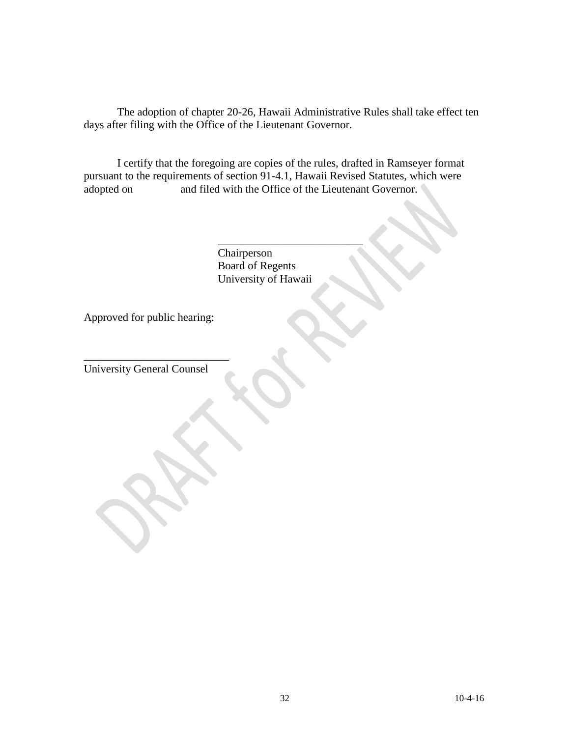The adoption of chapter 20-26, Hawaii Administrative Rules shall take effect ten days after filing with the Office of the Lieutenant Governor.

I certify that the foregoing are copies of the rules, drafted in Ramseyer format pursuant to the requirements of section 91-4.1, Hawaii Revised Statutes, which were adopted on and filed with the Office of the Lieutenant Governor.

___________________________
Chairperson
Board of Regents
University of Hawaii

Approved for public hearing:

___________________________
University General Counsel

DRAFT for REVIEW